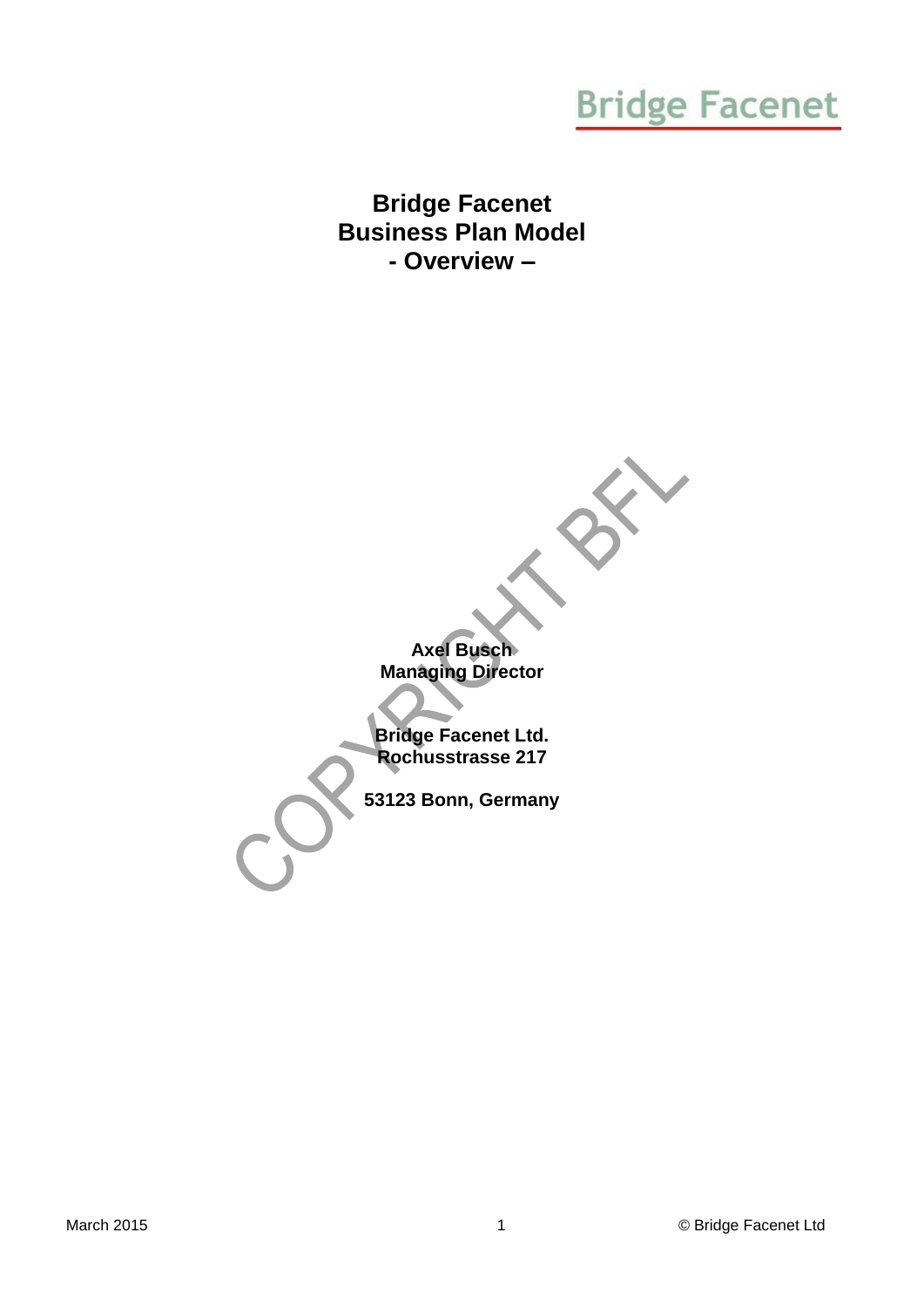Bridge Facenet

# Bridge Facenet
# Business Plan Model
# - Overview –

COPYRIGHT BFL

**Axel Busch**
**Managing Director**

**Bridge Facenet Ltd.**
**Rochusstrasse 217**

**53123 Bonn, Germany**

March 2015

© Bridge Facenet Ltd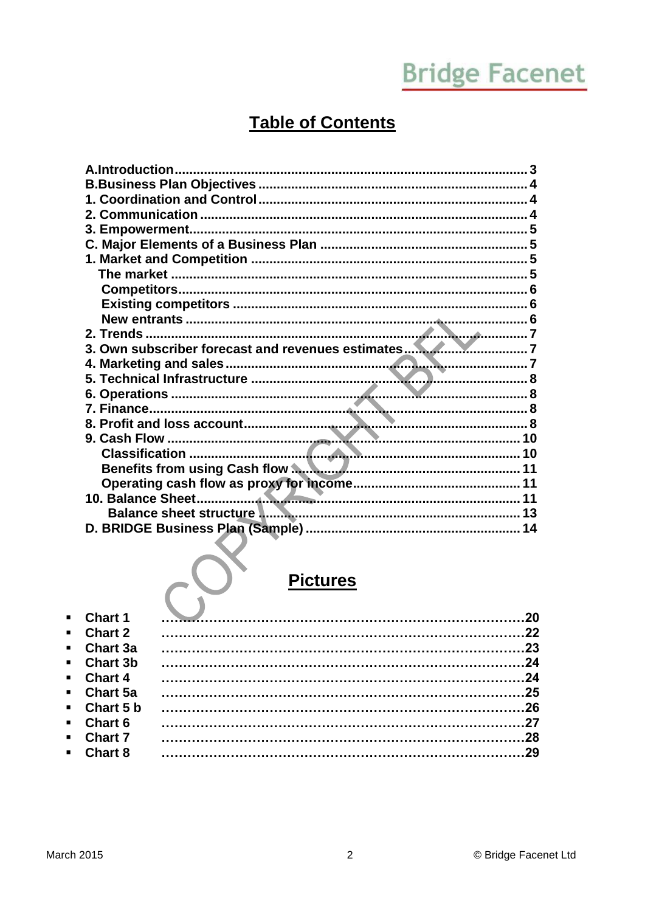## Table of Contents

A.Introduction ..... 3
B.Business Plan Objectives ..... 4
1. Coordination and Control ..... 4
2. Communication ..... 4
3. Empowerment ..... 5
C. Major Elements of a Business Plan ..... 5
1. Market and Competition ..... 5
  The market ..... 5
  Competitors ..... 6
  Existing competitors ..... 6
  New entrants ..... 6
2. Trends ..... 7
3. Own subscriber forecast and revenues estimates ..... 7
4. Marketing and sales ..... 7
5. Technical Infrastructure ..... 8
6. Operations ..... 8
7. Finance ..... 8
8. Profit and loss account ..... 8
9. Cash Flow ..... 10
  Classification ..... 10
  Benefits from using Cash flow ..... 11
  Operating cash flow as proxy for income ..... 11
10. Balance Sheet ..... 11
  Balance sheet structure ..... 13
D. BRIDGE Business Plan (Sample) ..... 14

## Pictures

- Chart 1 ..... 20
- Chart 2 ..... 22
- Chart 3a ..... 23
- Chart 3b ..... 24
- Chart 4 ..... 24
- Chart 5a ..... 25
- Chart 5 b ..... 26
- Chart 6 ..... 27
- Chart 7 ..... 28
- Chart 8 ..... 29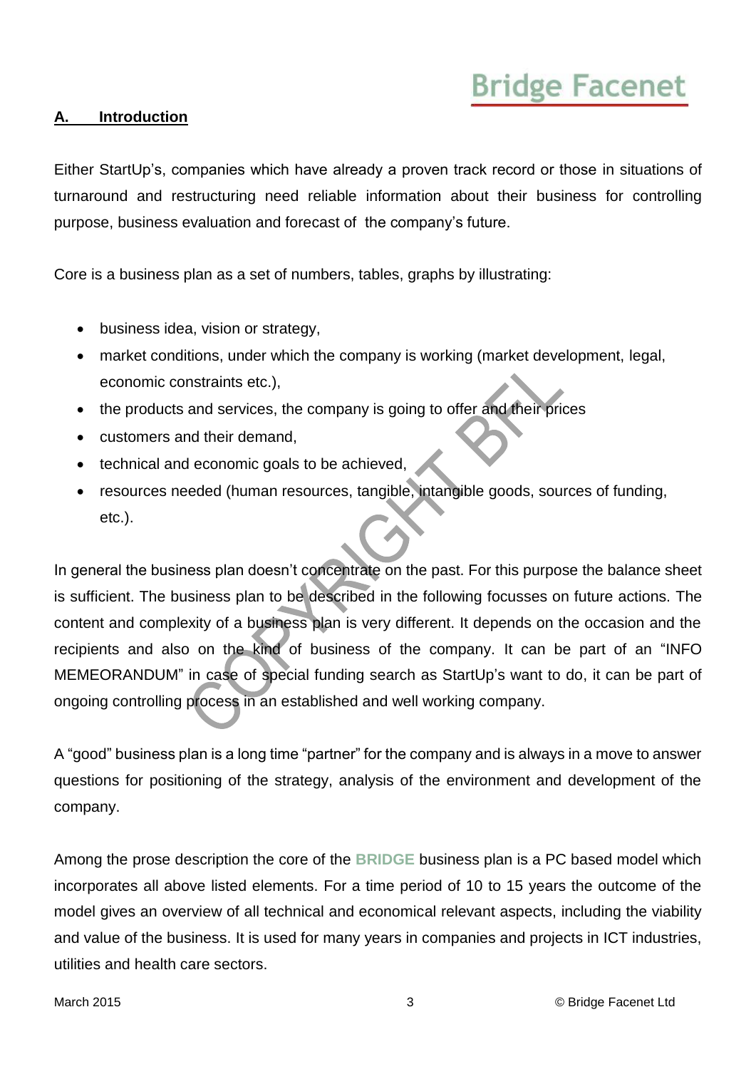## A. Introduction

Either StartUp's, companies which have already a proven track record or those in situations of turnaround and restructuring need reliable information about their business for controlling purpose, business evaluation and forecast of the company's future.

Core is a business plan as a set of numbers, tables, graphs by illustrating:

- business idea, vision or strategy,
- market conditions, under which the company is working (market development, legal, economic constraints etc.),
- the products and services, the company is going to offer and their prices
- customers and their demand,
- technical and economic goals to be achieved,
- resources needed (human resources, tangible, intangible goods, sources of funding, etc.).

In general the business plan doesn't concentrate on the past. For this purpose the balance sheet is sufficient. The business plan to be described in the following focusses on future actions. The content and complexity of a business plan is very different. It depends on the occasion and the recipients and also on the kind of business of the company. It can be part of an "INFO MEMEORANDUM" in case of special funding search as StartUp's want to do, it can be part of ongoing controlling process in an established and well working company.

A "good" business plan is a long time "partner" for the company and is always in a move to answer questions for positioning of the strategy, analysis of the environment and development of the company.

Among the prose description the core of the **BRIDGE** business plan is a PC based model which incorporates all above listed elements. For a time period of 10 to 15 years the outcome of the model gives an overview of all technical and economical relevant aspects, including the viability and value of the business. It is used for many years in companies and projects in ICT industries, utilities and health care sectors.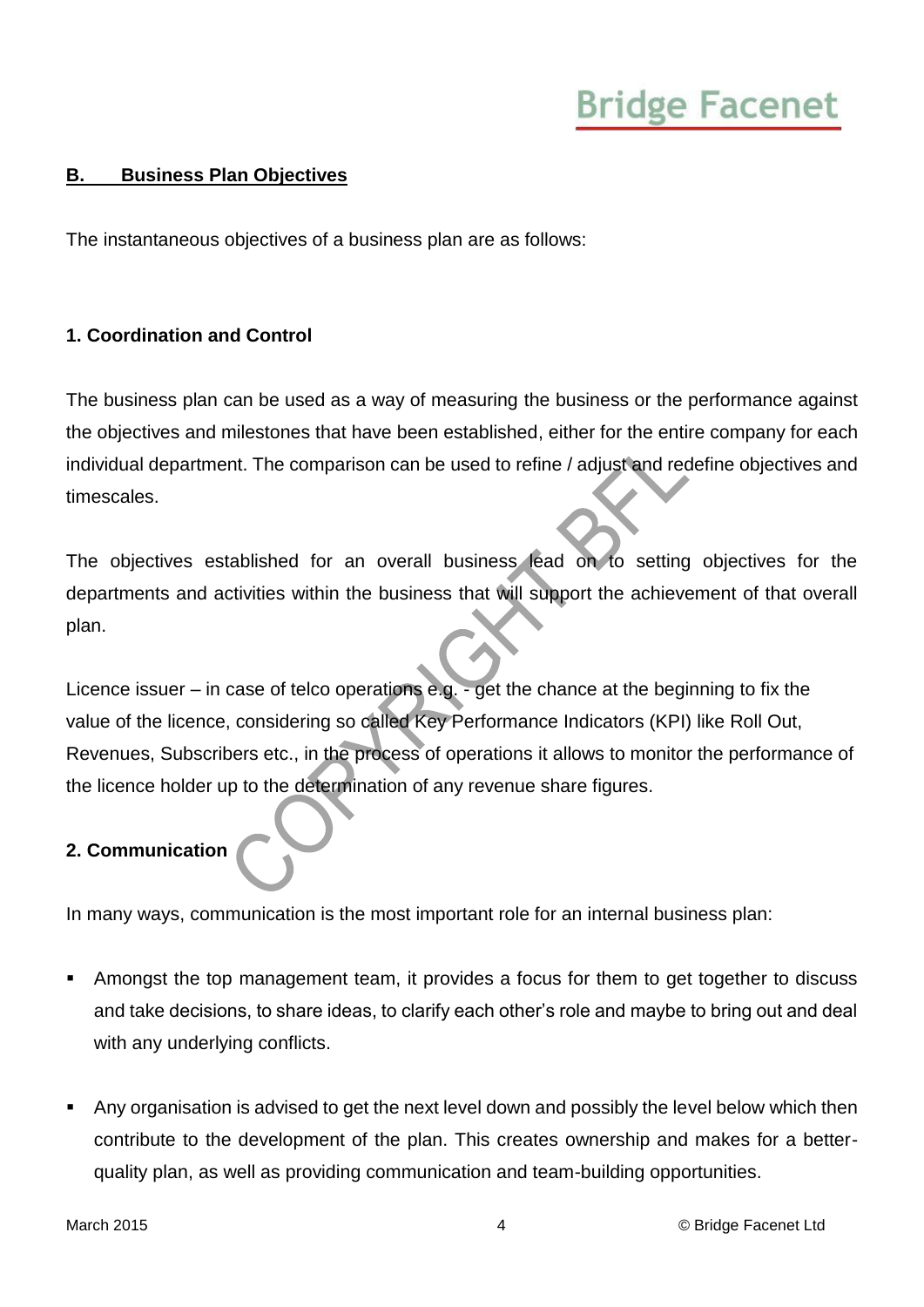## B. Business Plan Objectives

The instantaneous objectives of a business plan are as follows:

### 1. Coordination and Control

The business plan can be used as a way of measuring the business or the performance against the objectives and milestones that have been established, either for the entire company for each individual department. The comparison can be used to refine / adjust and redefine objectives and timescales.

The objectives established for an overall business lead on to setting objectives for the departments and activities within the business that will support the achievement of that overall plan.

Licence issuer – in case of telco operations e.g. - get the chance at the beginning to fix the value of the licence, considering so called Key Performance Indicators (KPI) like Roll Out, Revenues, Subscribers etc., in the process of operations it allows to monitor the performance of the licence holder up to the determination of any revenue share figures.

### 2. Communication

In many ways, communication is the most important role for an internal business plan:

- Amongst the top management team, it provides a focus for them to get together to discuss and take decisions, to share ideas, to clarify each other's role and maybe to bring out and deal with any underlying conflicts.

- Any organisation is advised to get the next level down and possibly the level below which then contribute to the development of the plan. This creates ownership and makes for a better-quality plan, as well as providing communication and team-building opportunities.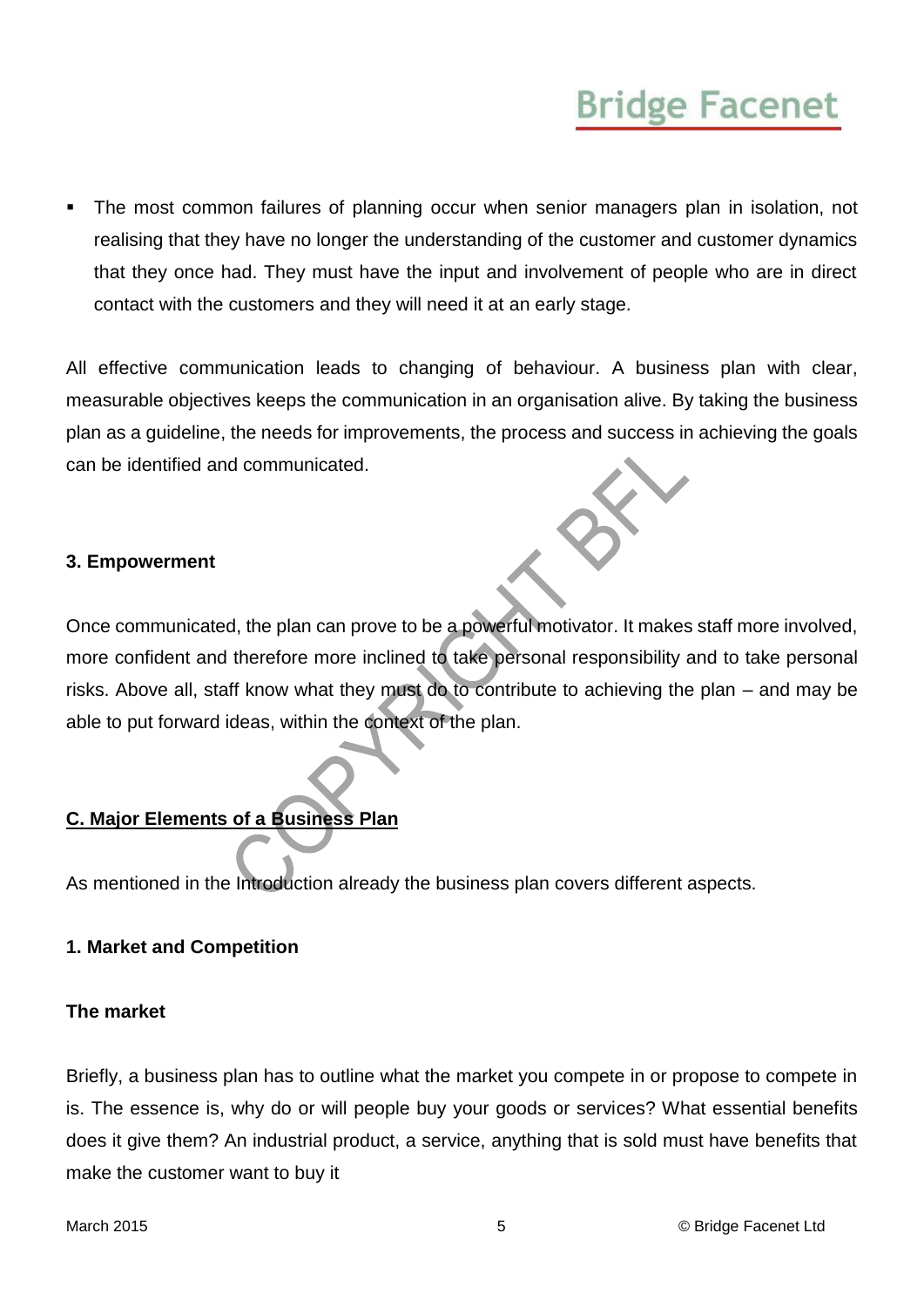- The most common failures of planning occur when senior managers plan in isolation, not realising that they have no longer the understanding of the customer and customer dynamics that they once had. They must have the input and involvement of people who are in direct contact with the customers and they will need it at an early stage.

All effective communication leads to changing of behaviour. A business plan with clear, measurable objectives keeps the communication in an organisation alive. By taking the business plan as a guideline, the needs for improvements, the process and success in achieving the goals can be identified and communicated.

### 3. Empowerment

Once communicated, the plan can prove to be a powerful motivator. It makes staff more involved, more confident and therefore more inclined to take personal responsibility and to take personal risks. Above all, staff know what they must do to contribute to achieving the plan – and may be able to put forward ideas, within the context of the plan.

## C. Major Elements of a Business Plan

As mentioned in the Introduction already the business plan covers different aspects.

### 1. Market and Competition

#### The market

Briefly, a business plan has to outline what the market you compete in or propose to compete in is. The essence is, why do or will people buy your goods or services? What essential benefits does it give them? An industrial product, a service, anything that is sold must have benefits that make the customer want to buy it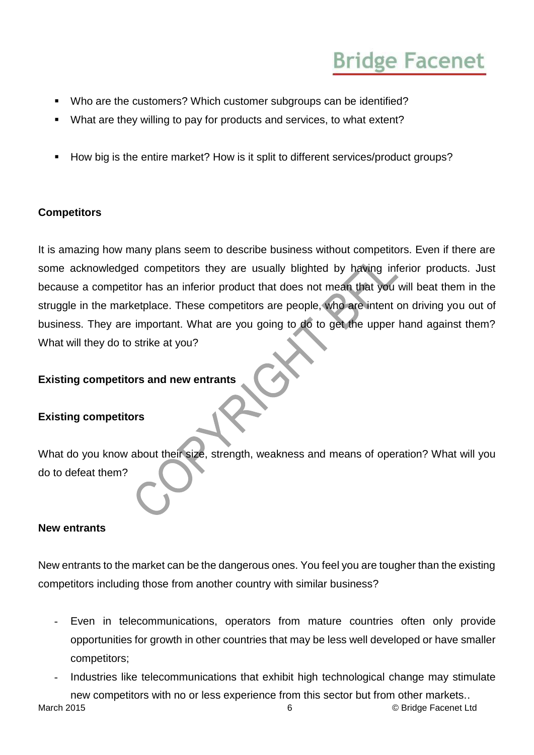- Who are the customers? Which customer subgroups can be identified?
- What are they willing to pay for products and services, to what extent?

- How big is the entire market? How is it split to different services/product groups?

**Competitors**

It is amazing how many plans seem to describe business without competitors. Even if there are some acknowledged competitors they are usually blighted by having inferior products. Just because a competitor has an inferior product that does not mean that you will beat them in the struggle in the marketplace. These competitors are people, who are intent on driving you out of business. They are important. What are you going to do to get the upper hand against them? What will they do to strike at you?

**Existing competitors and new entrants**

**Existing competitors**

What do you know about their size, strength, weakness and means of operation? What will you do to defeat them?

**New entrants**

New entrants to the market can be the dangerous ones. You feel you are tougher than the existing competitors including those from another country with similar business?

- Even in telecommunications, operators from mature countries often only provide opportunities for growth in other countries that may be less well developed or have smaller competitors;
- Industries like telecommunications that exhibit high technological change may stimulate new competitors with no or less experience from this sector but from other markets..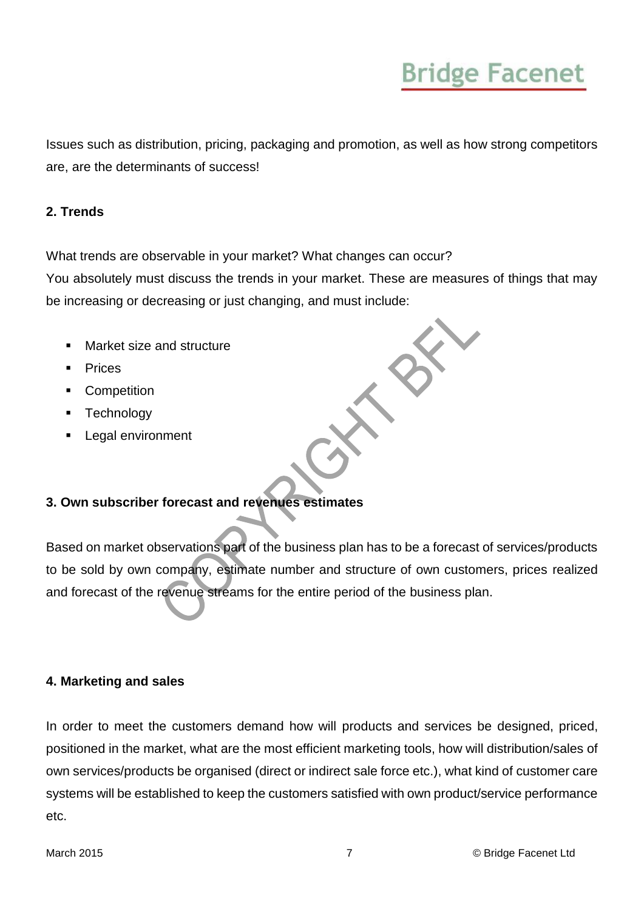Issues such as distribution, pricing, packaging and promotion, as well as how strong competitors are, are the determinants of success!

**2. Trends**

What trends are observable in your market? What changes can occur?
You absolutely must discuss the trends in your market. These are measures of things that may be increasing or decreasing or just changing, and must include:

- Market size and structure
- Prices
- Competition
- Technology
- Legal environment

**3. Own subscriber forecast and revenues estimates**

Based on market observations part of the business plan has to be a forecast of services/products to be sold by own company, estimate number and structure of own customers, prices realized and forecast of the revenue streams for the entire period of the business plan.

**4. Marketing and sales**

In order to meet the customers demand how will products and services be designed, priced, positioned in the market, what are the most efficient marketing tools, how will distribution/sales of own services/products be organised (direct or indirect sale force etc.), what kind of customer care systems will be established to keep the customers satisfied with own product/service performance etc.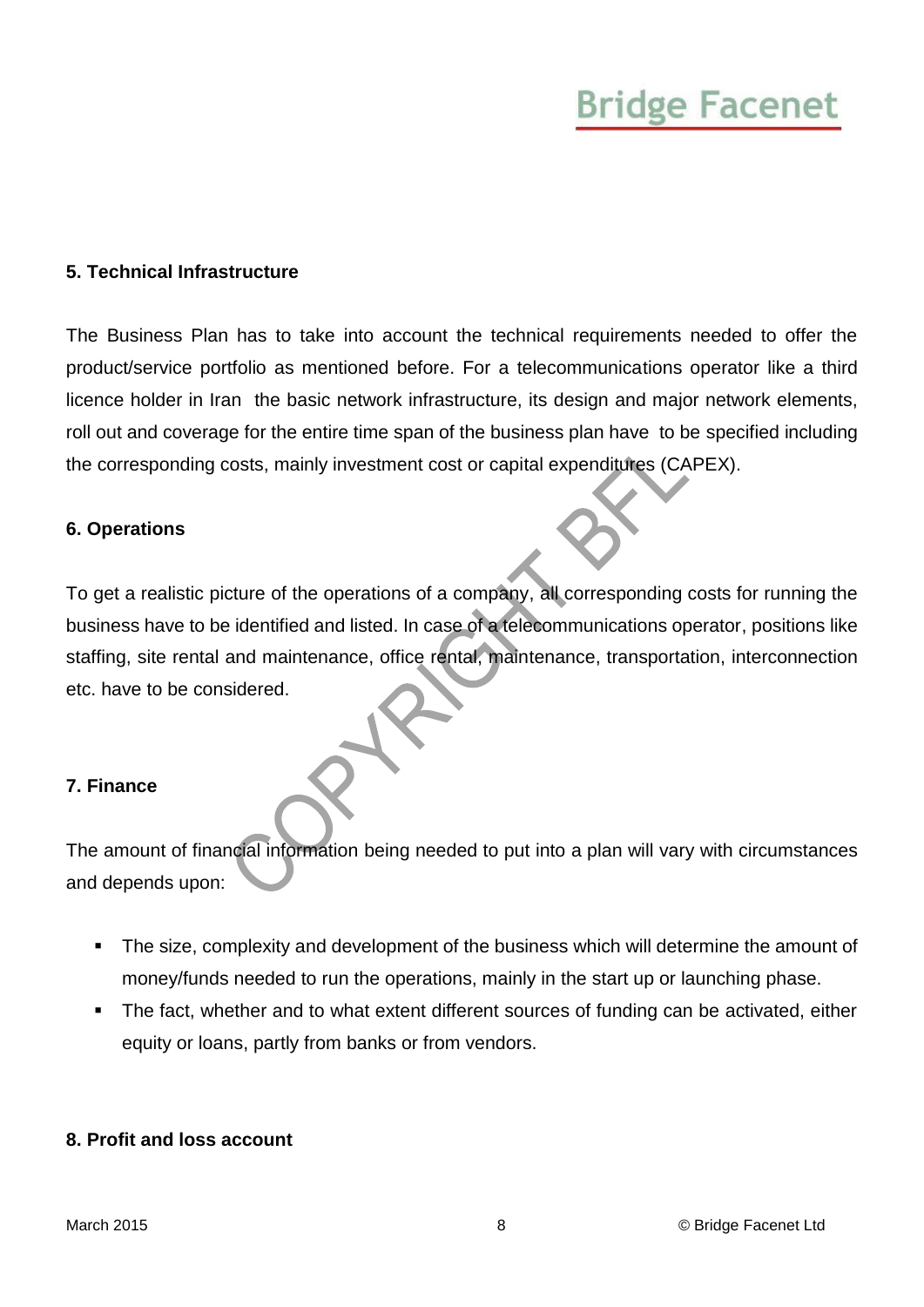## 5. Technical Infrastructure

The Business Plan has to take into account the technical requirements needed to offer the product/service portfolio as mentioned before. For a telecommunications operator like a third licence holder in Iran the basic network infrastructure, its design and major network elements, roll out and coverage for the entire time span of the business plan have to be specified including the corresponding costs, mainly investment cost or capital expenditures (CAPEX).

## 6. Operations

To get a realistic picture of the operations of a company, all corresponding costs for running the business have to be identified and listed. In case of a telecommunications operator, positions like staffing, site rental and maintenance, office rental, maintenance, transportation, interconnection etc. have to be considered.

## 7. Finance

The amount of financial information being needed to put into a plan will vary with circumstances and depends upon:

- The size, complexity and development of the business which will determine the amount of money/funds needed to run the operations, mainly in the start up or launching phase.
- The fact, whether and to what extent different sources of funding can be activated, either equity or loans, partly from banks or from vendors.

## 8. Profit and loss account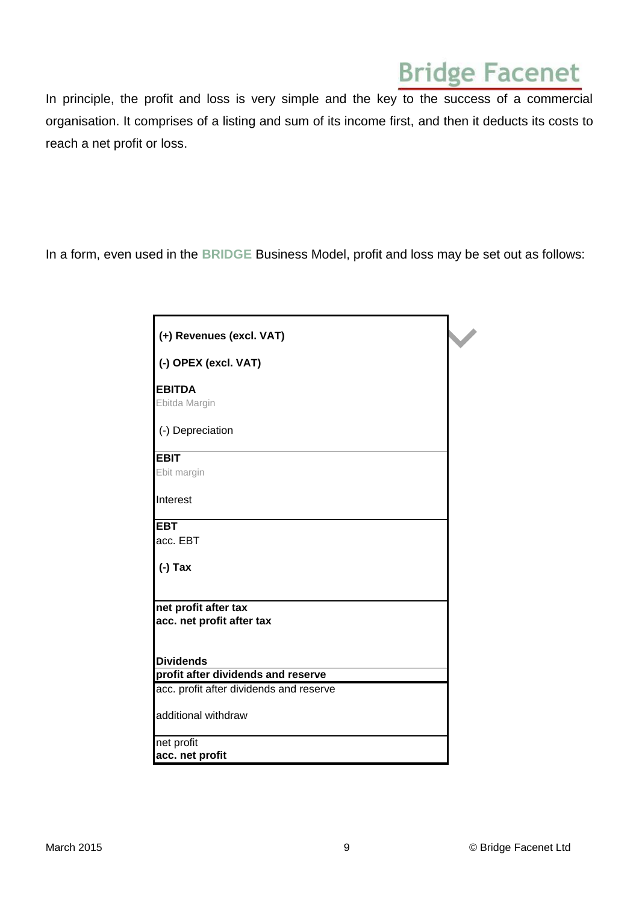In principle, the profit and loss is very simple and the key to the success of a commercial organisation. It comprises of a listing and sum of its income first, and then it deducts its costs to reach a net profit or loss.

In a form, even used in the **BRIDGE** Business Model, profit and loss may be set out as follows:

| |
|---|
| **(+) Revenues (excl. VAT)** |
| **(-) OPEX (excl. VAT)** |
| **EBITDA** |
| Ebitda Margin |
| (-) Depreciation |
| **EBIT** |
| Ebit margin |
| Interest |
| **EBT** |
| acc. EBT |
| **(-) Tax** |
| **net profit after tax** |
| **acc. net profit after tax** |
| **Dividends** |
| **profit after dividends and reserve** |
| acc. profit after dividends and reserve |
| additional withdraw |
| net profit |
| **acc. net profit** |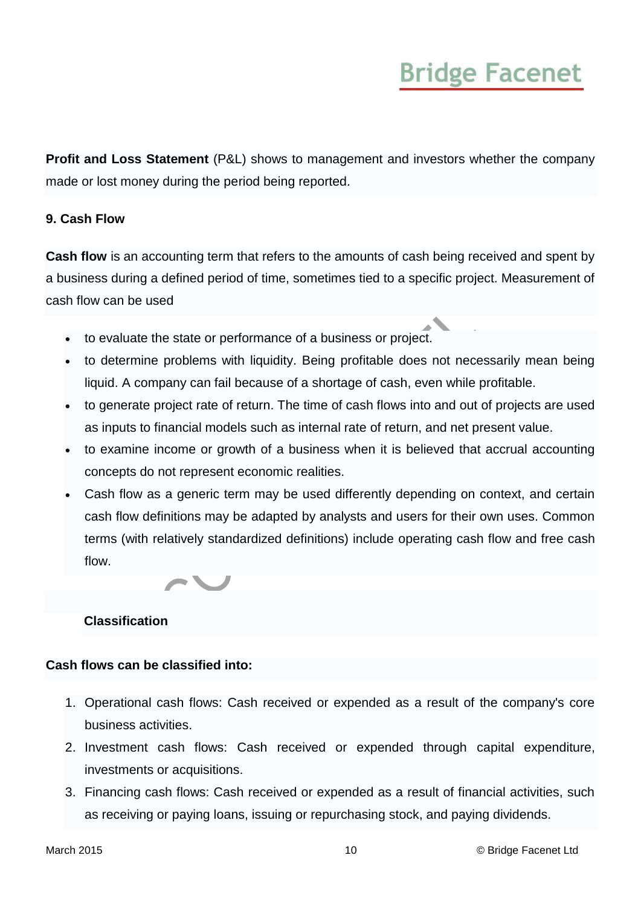**Profit and Loss Statement** (P&L) shows to management and investors whether the company made or lost money during the period being reported.

### 9. Cash Flow

**Cash flow** is an accounting term that refers to the amounts of cash being received and spent by a business during a defined period of time, sometimes tied to a specific project. Measurement of cash flow can be used

- to evaluate the state or performance of a business or project.
- to determine problems with liquidity. Being profitable does not necessarily mean being liquid. A company can fail because of a shortage of cash, even while profitable.
- to generate project rate of return. The time of cash flows into and out of projects are used as inputs to financial models such as internal rate of return, and net present value.
- to examine income or growth of a business when it is believed that accrual accounting concepts do not represent economic realities.
- Cash flow as a generic term may be used differently depending on context, and certain cash flow definitions may be adapted by analysts and users for their own uses. Common terms (with relatively standardized definitions) include operating cash flow and free cash flow.

#### Classification

**Cash flows can be classified into:**

1. Operational cash flows: Cash received or expended as a result of the company's core business activities.
2. Investment cash flows: Cash received or expended through capital expenditure, investments or acquisitions.
3. Financing cash flows: Cash received or expended as a result of financial activities, such as receiving or paying loans, issuing or repurchasing stock, and paying dividends.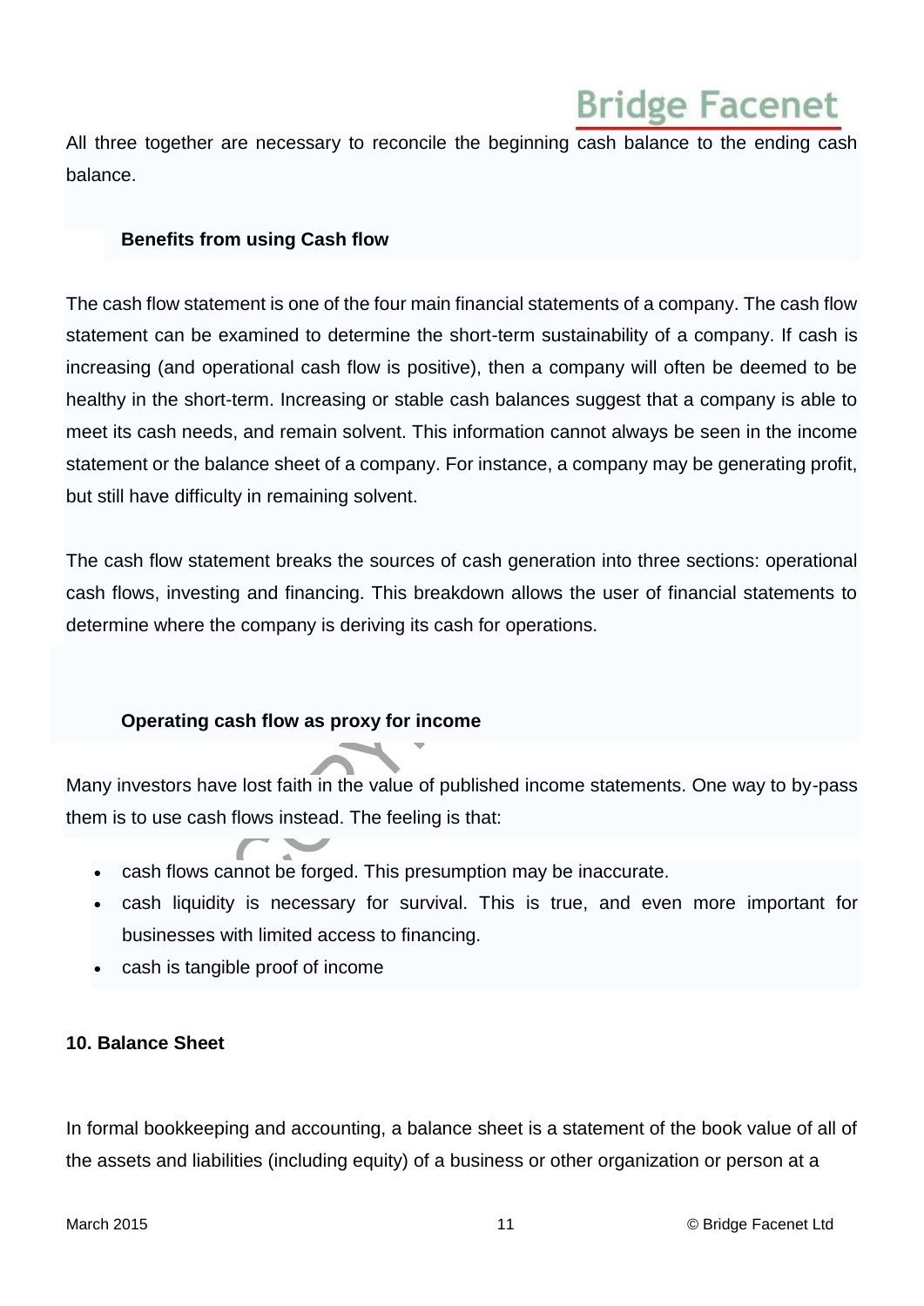All three together are necessary to reconcile the beginning cash balance to the ending cash balance.

### Benefits from using Cash flow

The cash flow statement is one of the four main financial statements of a company. The cash flow statement can be examined to determine the short-term sustainability of a company. If cash is increasing (and operational cash flow is positive), then a company will often be deemed to be healthy in the short-term. Increasing or stable cash balances suggest that a company is able to meet its cash needs, and remain solvent. This information cannot always be seen in the income statement or the balance sheet of a company. For instance, a company may be generating profit, but still have difficulty in remaining solvent.

The cash flow statement breaks the sources of cash generation into three sections: operational cash flows, investing and financing. This breakdown allows the user of financial statements to determine where the company is deriving its cash for operations.

### Operating cash flow as proxy for income

Many investors have lost faith in the value of published income statements. One way to by-pass them is to use cash flows instead. The feeling is that:

- cash flows cannot be forged. This presumption may be inaccurate.
- cash liquidity is necessary for survival. This is true, and even more important for businesses with limited access to financing.
- cash is tangible proof of income

## 10. Balance Sheet

In formal bookkeeping and accounting, a balance sheet is a statement of the book value of all of the assets and liabilities (including equity) of a business or other organization or person at a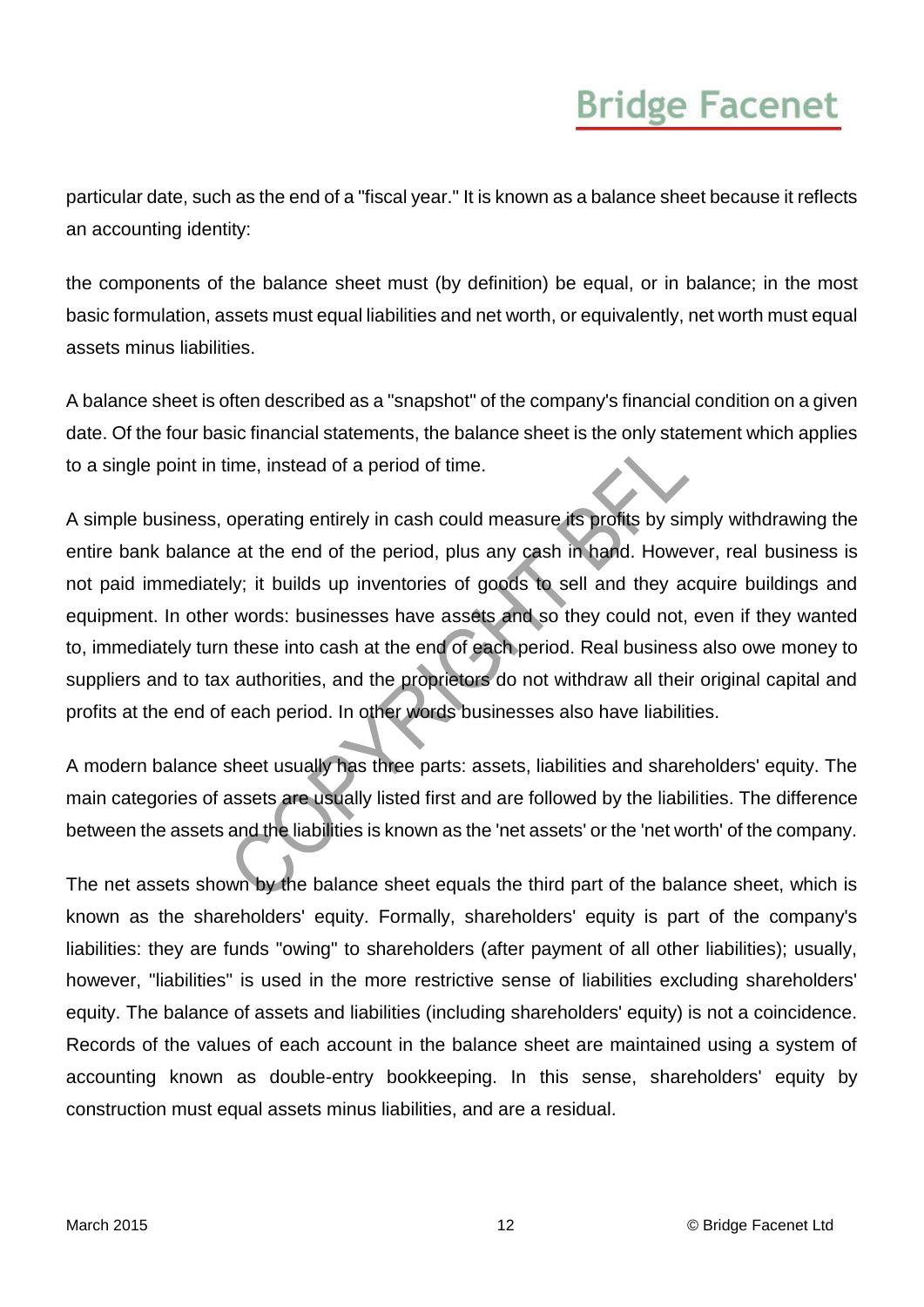particular date, such as the end of a "fiscal year." It is known as a balance sheet because it reflects an accounting identity:

the components of the balance sheet must (by definition) be equal, or in balance; in the most basic formulation, assets must equal liabilities and net worth, or equivalently, net worth must equal assets minus liabilities.

A balance sheet is often described as a "snapshot" of the company's financial condition on a given date. Of the four basic financial statements, the balance sheet is the only statement which applies to a single point in time, instead of a period of time.

A simple business, operating entirely in cash could measure its profits by simply withdrawing the entire bank balance at the end of the period, plus any cash in hand. However, real business is not paid immediately; it builds up inventories of goods to sell and they acquire buildings and equipment. In other words: businesses have assets and so they could not, even if they wanted to, immediately turn these into cash at the end of each period. Real business also owe money to suppliers and to tax authorities, and the proprietors do not withdraw all their original capital and profits at the end of each period. In other words businesses also have liabilities.

A modern balance sheet usually has three parts: assets, liabilities and shareholders' equity. The main categories of assets are usually listed first and are followed by the liabilities. The difference between the assets and the liabilities is known as the 'net assets' or the 'net worth' of the company.

The net assets shown by the balance sheet equals the third part of the balance sheet, which is known as the shareholders' equity. Formally, shareholders' equity is part of the company's liabilities: they are funds "owing" to shareholders (after payment of all other liabilities); usually, however, "liabilities" is used in the more restrictive sense of liabilities excluding shareholders' equity. The balance of assets and liabilities (including shareholders' equity) is not a coincidence. Records of the values of each account in the balance sheet are maintained using a system of accounting known as double-entry bookkeeping. In this sense, shareholders' equity by construction must equal assets minus liabilities, and are a residual.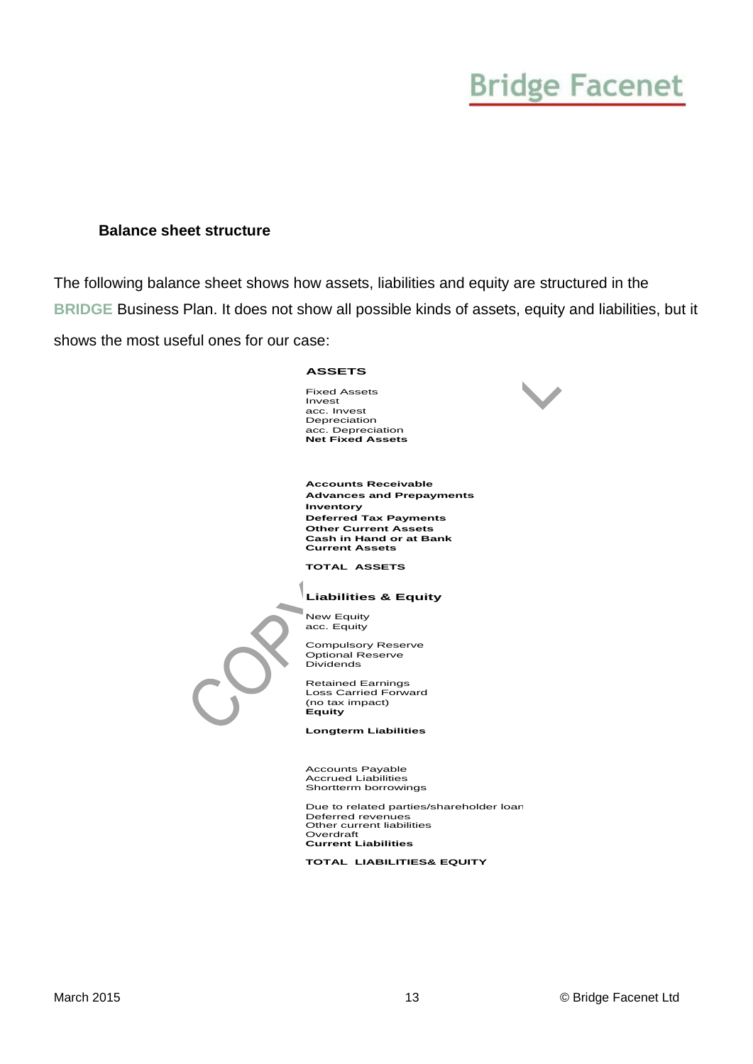### Balance sheet structure

The following balance sheet shows how assets, liabilities and equity are structured in the BRIDGE Business Plan. It does not show all possible kinds of assets, equity and liabilities, but it shows the most useful ones for our case:

**ASSETS**

Fixed Assets
Invest
acc. Invest
Depreciation
acc. Depreciation
**Net Fixed Assets**

**Accounts Receivable**
**Advances and Prepayments**
**Inventory**
**Deferred Tax Payments**
**Other Current Assets**
**Cash in Hand or at Bank**
**Current Assets**

**TOTAL ASSETS**

**Liabilities & Equity**

New Equity
acc. Equity

Compulsory Reserve
Optional Reserve
Dividends

Retained Earnings
Loss Carried Forward
(no tax impact)
**Equity**

**Longterm Liabilities**

Accounts Payable
Accrued Liabilities
Shortterm borrowings

Due to related parties/shareholder loan
Deferred revenues
Other current liabilities
Overdraft
**Current Liabilities**

**TOTAL LIABILITIES& EQUITY**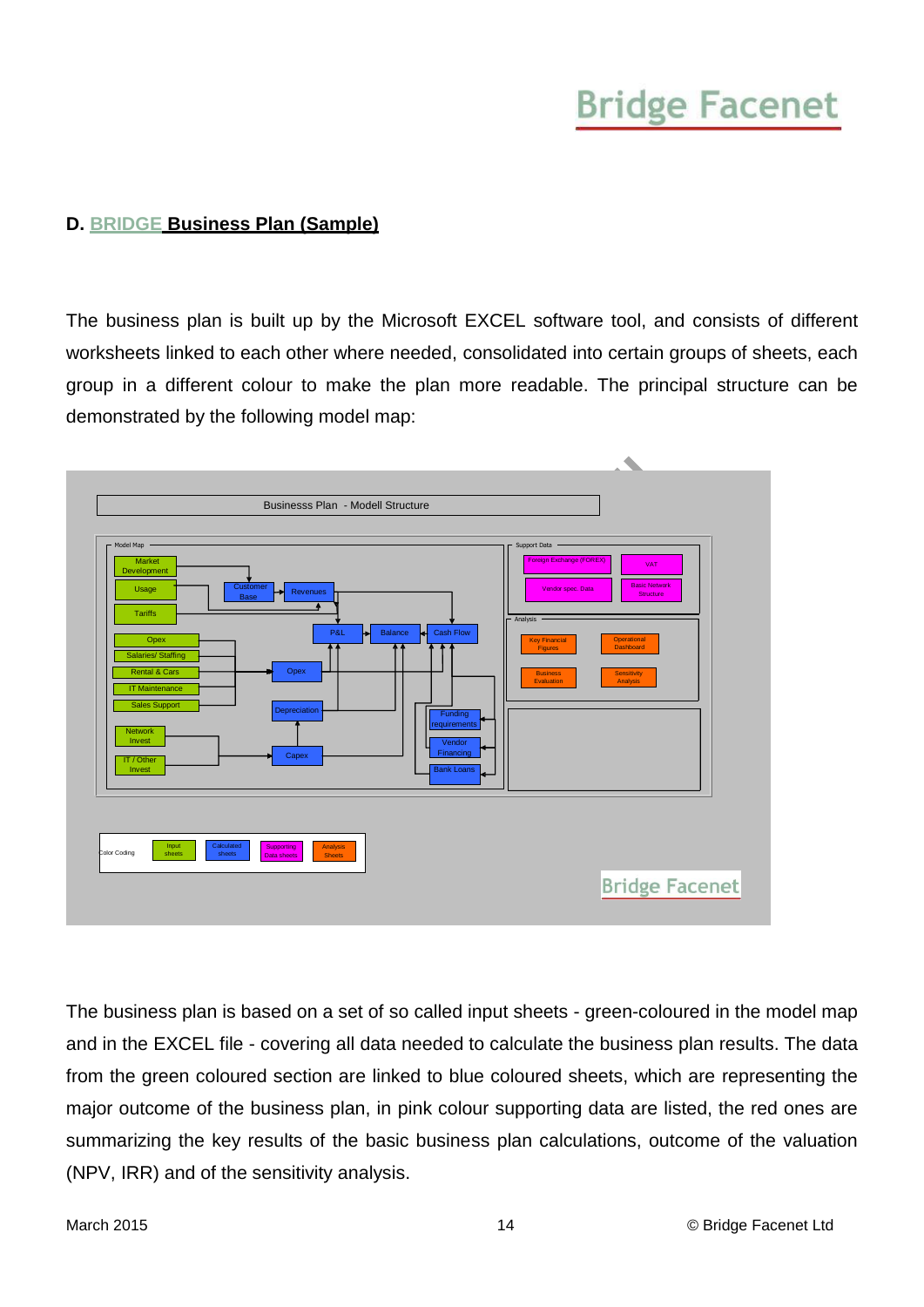## D. BRIDGE Business Plan (Sample)

The business plan is built up by the Microsoft EXCEL software tool, and consists of different worksheets linked to each other where needed, consolidated into certain groups of sheets, each group in a different colour to make the plan more readable. The principal structure can be demonstrated by the following model map:

The business plan is based on a set of so called input sheets - green-coloured in the model map and in the EXCEL file - covering all data needed to calculate the business plan results. The data from the green coloured section are linked to blue coloured sheets, which are representing the major outcome of the business plan, in pink colour supporting data are listed, the red ones are summarizing the key results of the basic business plan calculations, outcome of the valuation (NPV, IRR) and of the sensitivity analysis.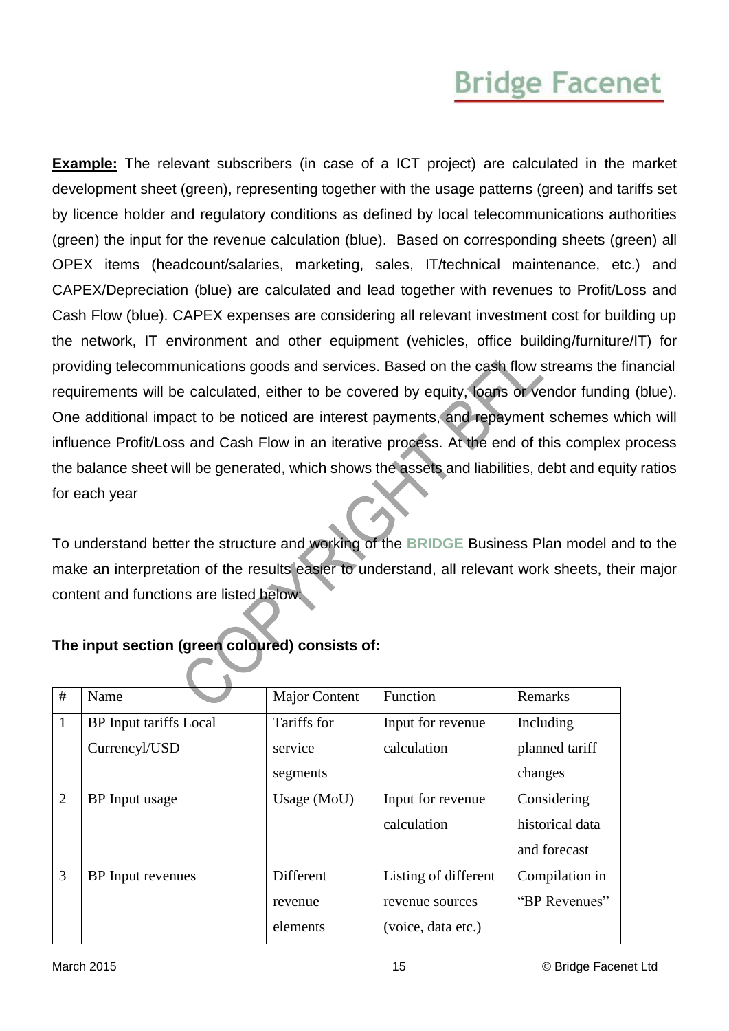**Example:** The relevant subscribers (in case of a ICT project) are calculated in the market development sheet (green), representing together with the usage patterns (green) and tariffs set by licence holder and regulatory conditions as defined by local telecommunications authorities (green) the input for the revenue calculation (blue). Based on corresponding sheets (green) all OPEX items (headcount/salaries, marketing, sales, IT/technical maintenance, etc.) and CAPEX/Depreciation (blue) are calculated and lead together with revenues to Profit/Loss and Cash Flow (blue). CAPEX expenses are considering all relevant investment cost for building up the network, IT environment and other equipment (vehicles, office building/furniture/IT) for providing telecommunications goods and services. Based on the cash flow streams the financial requirements will be calculated, either to be covered by equity, loans or vendor funding (blue). One additional impact to be noticed are interest payments, and repayment schemes which will influence Profit/Loss and Cash Flow in an iterative process. At the end of this complex process the balance sheet will be generated, which shows the assets and liabilities, debt and equity ratios for each year

To understand better the structure and working of the **BRIDGE** Business Plan model and to the make an interpretation of the results easier to understand, all relevant work sheets, their major content and functions are listed below:

**The input section (green coloured) consists of:**

| # | Name | Major Content | Function | Remarks |
|---|---|---|---|---|
| 1 | BP Input tariffs Local Currencyl/USD | Tariffs for service segments | Input for revenue calculation | Including planned tariff changes |
| 2 | BP Input usage | Usage (MoU) | Input for revenue calculation | Considering historical data and forecast |
| 3 | BP Input revenues | Different revenue elements | Listing of different revenue sources (voice, data etc.) | Compilation in “BP Revenues” |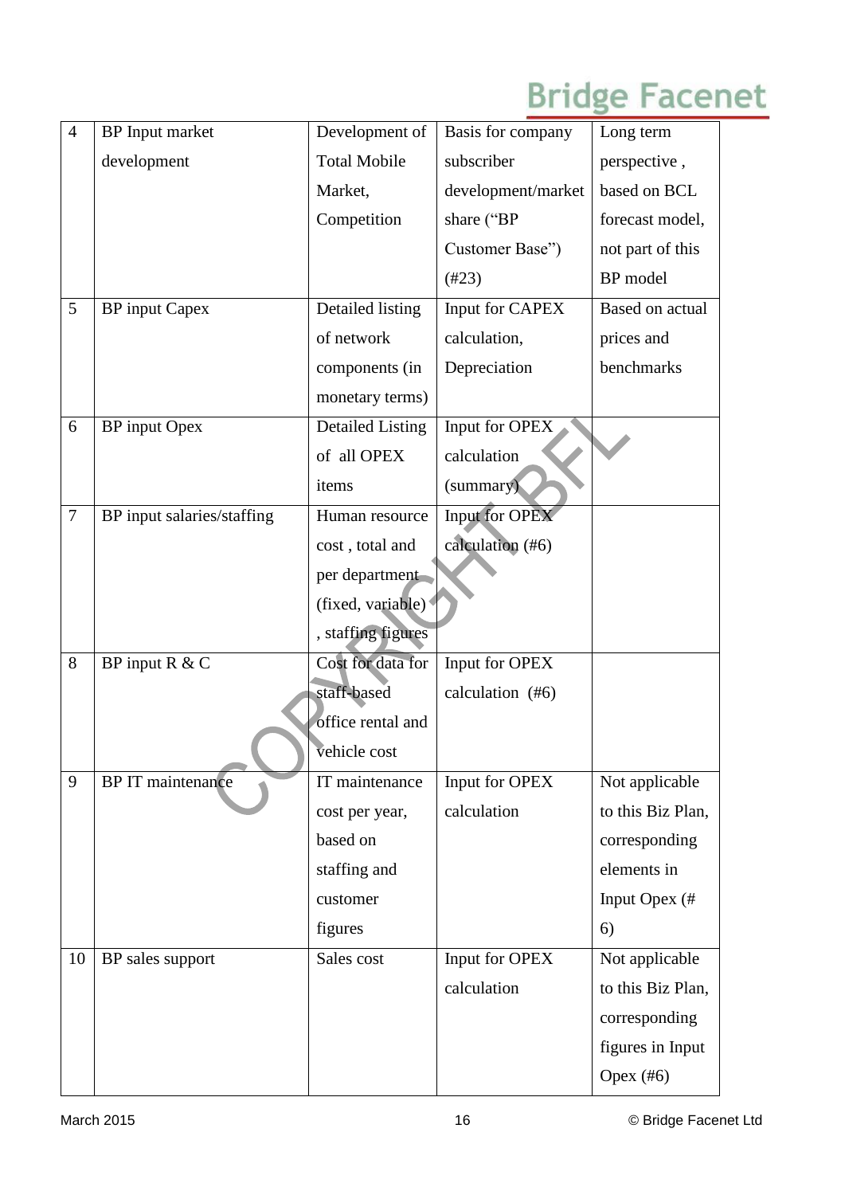| 4 | BP Input market development | Development of Total Mobile Market, Competition | Basis for company subscriber development/market share (“BP Customer Base”) (#23) | Long term perspective , based on BCL forecast model, not part of this BP model |
|---|---|---|---|---|
| 5 | BP input Capex | Detailed listing of network components (in monetary terms) | Input for CAPEX calculation, Depreciation | Based on actual prices and benchmarks |
| 6 | BP input Opex | Detailed Listing of all OPEX items | Input for OPEX calculation (summary) | |
| 7 | BP input salaries/staffing | Human resource cost , total and per department (fixed, variable) , staffing figures | Input for OPEX calculation (#6) | |
| 8 | BP input R & C | Cost for data for staff-based office rental and vehicle cost | Input for OPEX calculation (#6) | |
| 9 | BP IT maintenance | IT maintenance cost per year, based on staffing and customer figures | Input for OPEX calculation | Not applicable to this Biz Plan, corresponding elements in Input Opex (# 6) |
| 10 | BP sales support | Sales cost | Input for OPEX calculation | Not applicable to this Biz Plan, corresponding figures in Input Opex (#6) |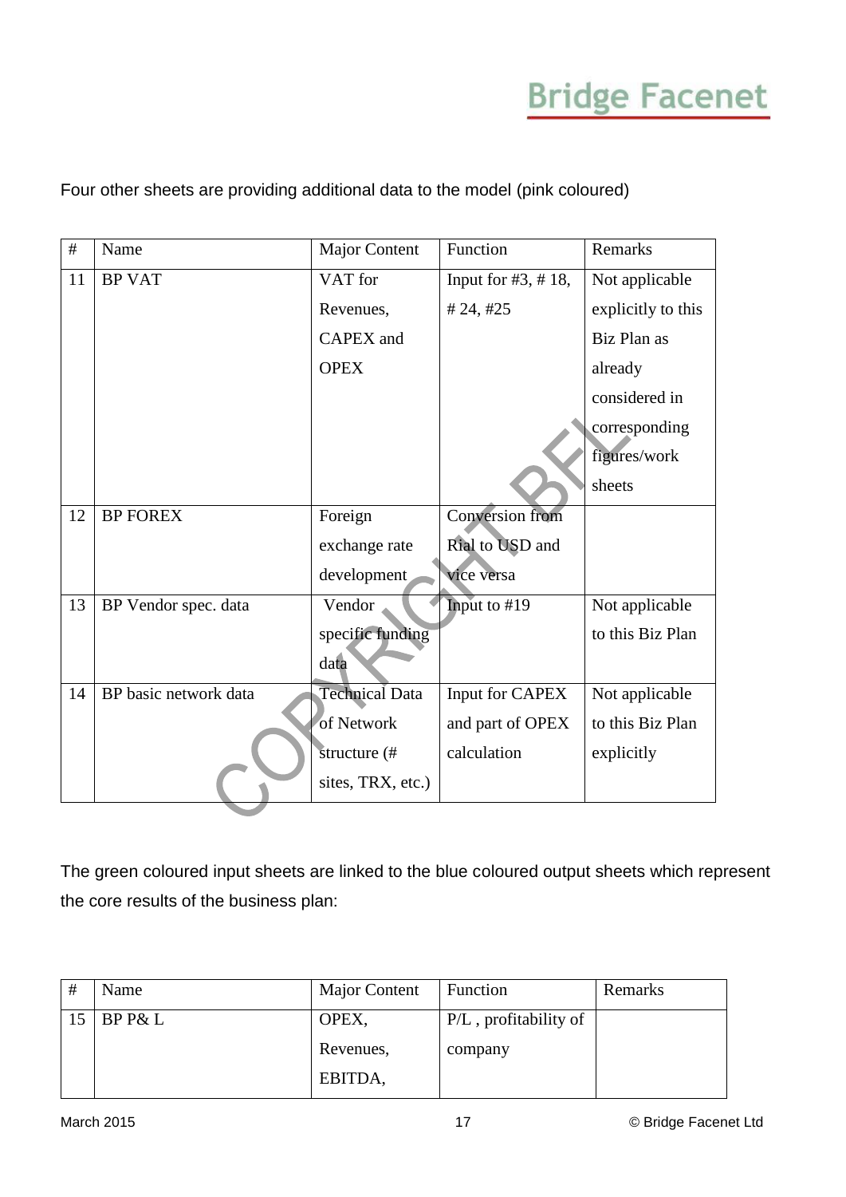Four other sheets are providing additional data to the model (pink coloured)

| # | Name | Major Content | Function | Remarks |
|---|---|---|---|---|
| 11 | BP VAT | VAT for Revenues, CAPEX and OPEX | Input for #3, # 18, # 24, #25 | Not applicable explicitly to this Biz Plan as already considered in corresponding figures/work sheets |
| 12 | BP FOREX | Foreign exchange rate development | Conversion from Rial to USD and vice versa | |
| 13 | BP Vendor spec. data | Vendor specific funding data | Input to #19 | Not applicable to this Biz Plan |
| 14 | BP basic network data | Technical Data of Network structure (# sites, TRX, etc.) | Input for CAPEX and part of OPEX calculation | Not applicable to this Biz Plan explicitly |

The green coloured input sheets are linked to the blue coloured output sheets which represent the core results of the business plan:

| # | Name | Major Content | Function | Remarks |
|---|---|---|---|---|
| 15 | BP P& L | OPEX, Revenues, EBITDA, | P/L , profitability of company | |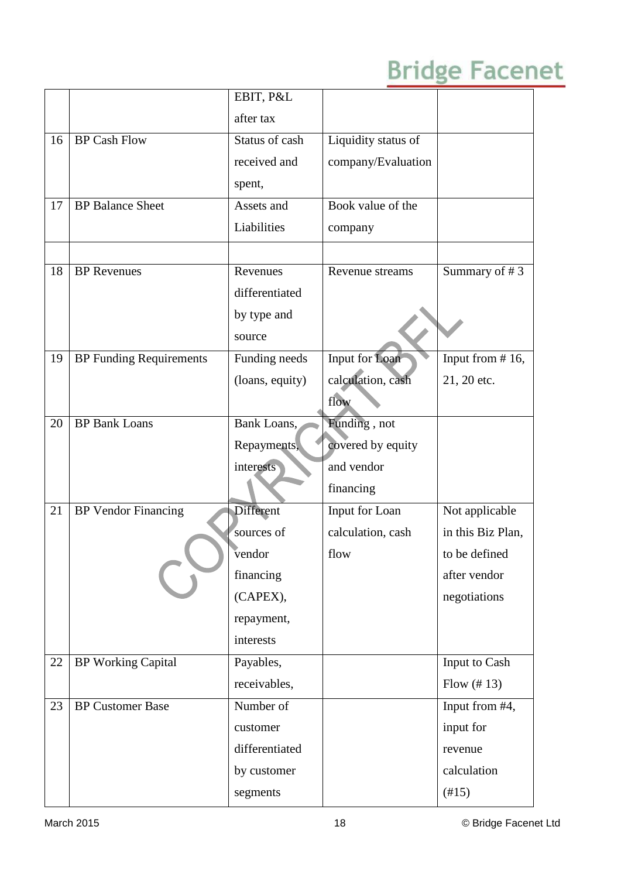| | | | | |
|---|---|---|---|---|
| | | EBIT, P&L after tax | | |
| 16 | BP Cash Flow | Status of cash received and spent, | Liquidity status of company/Evaluation | |
| 17 | BP Balance Sheet | Assets and Liabilities | Book value of the company | |
| | | | | |
| 18 | BP Revenues | Revenues differentiated by type and source | Revenue streams | Summary of # 3 |
| 19 | BP Funding Requirements | Funding needs (loans, equity) | Input for Loan calculation, cash flow | Input from # 16, 21, 20 etc. |
| 20 | BP Bank Loans | Bank Loans, Repayments, interests | Funding , not covered by equity and vendor financing | |
| 21 | BP Vendor Financing | Different sources of vendor financing (CAPEX), repayment, interests | Input for Loan calculation, cash flow | Not applicable in this Biz Plan, to be defined after vendor negotiations |
| 22 | BP Working Capital | Payables, receivables, | | Input to Cash Flow (# 13) |
| 23 | BP Customer Base | Number of customer differentiated by customer segments | | Input from #4, input for revenue calculation (#15) |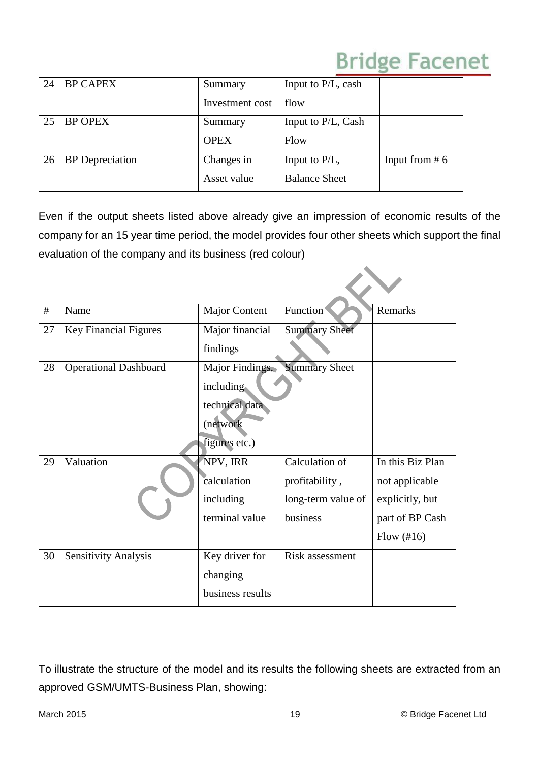| 24 | BP CAPEX | Summary Investment cost | Input to P/L, cash flow | |
|---|---|---|---|---|
| 25 | BP OPEX | Summary OPEX | Input to P/L, Cash Flow | |
| 26 | BP Depreciation | Changes in Asset value | Input to P/L, Balance Sheet | Input from # 6 |

Even if the output sheets listed above already give an impression of economic results of the company for an 15 year time period, the model provides four other sheets which support the final evaluation of the company and its business (red colour)

| # | Name | Major Content | Function | Remarks |
|---|---|---|---|---|
| 27 | Key Financial Figures | Major financial findings | Summary Sheet | |
| 28 | Operational Dashboard | Major Findings, including technical data (network figures etc.) | Summary Sheet | |
| 29 | Valuation | NPV, IRR calculation including terminal value | Calculation of profitability , long-term value of business | In this Biz Plan not applicable explicitly, but part of BP Cash Flow (#16) |
| 30 | Sensitivity Analysis | Key driver for changing business results | Risk assessment | |

To illustrate the structure of the model and its results the following sheets are extracted from an approved GSM/UMTS-Business Plan, showing: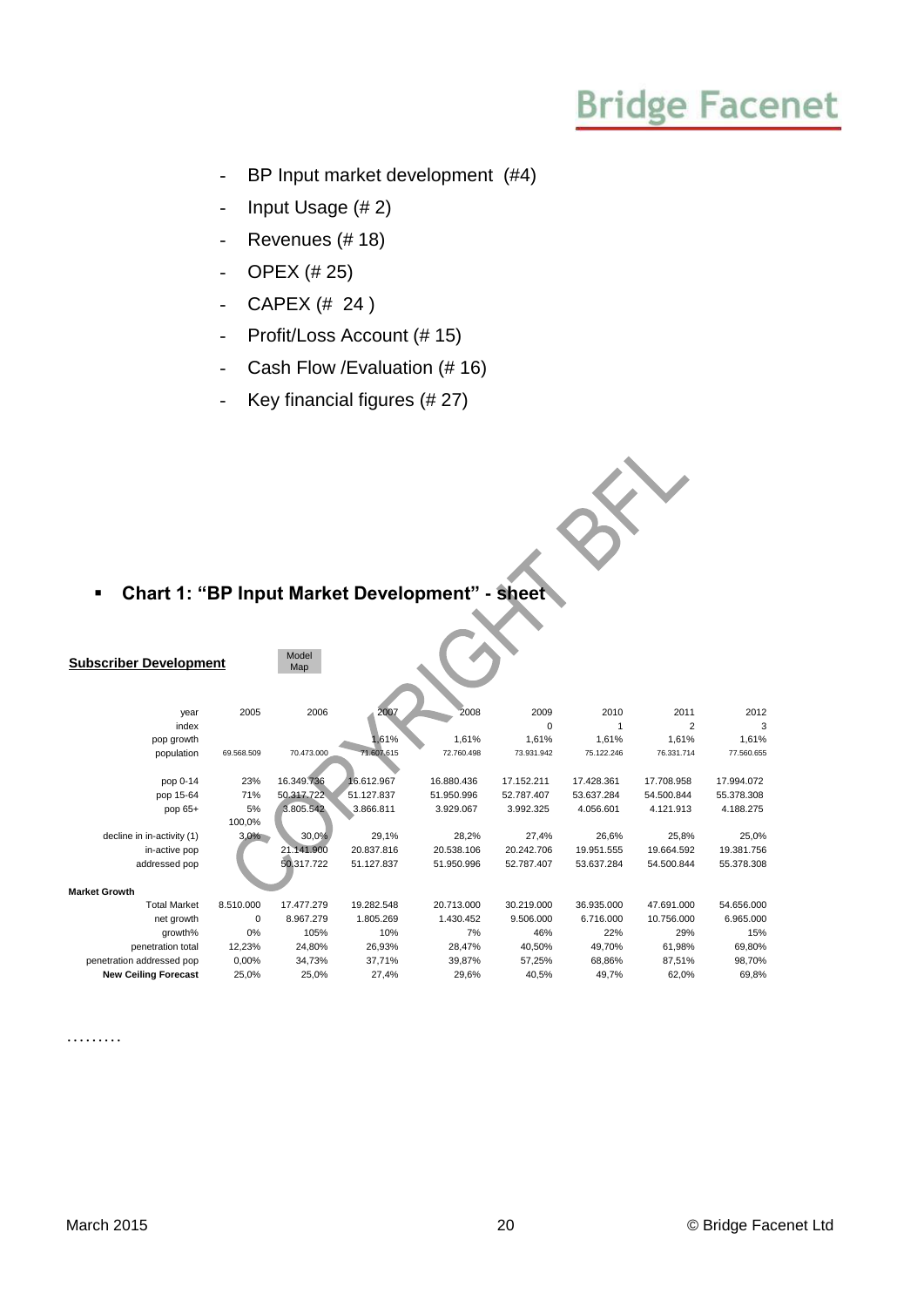- BP Input market development (#4)
- Input Usage (# 2)
- Revenues (# 18)
- OPEX (# 25)
- CAPEX (# 24 )
- Profit/Loss Account (# 15)
- Cash Flow /Evaluation (# 16)
- Key financial figures (# 27)

COPYRIGHT BFL

- **Chart 1: "BP Input Market Development" - sheet**

**Subscriber Development** Model Map

| | | | | | | | | |
|---|---|---|---|---|---|---|---|---|
| year | 2005 | 2006 | 2007 | 2008 | 2009 | 2010 | 2011 | 2012 |
| index | | | | | 0 | 1 | 2 | 3 |
| pop growth | | | 1,61% | 1,61% | 1,61% | 1,61% | 1,61% | 1,61% |
| population | 69.568.509 | 70.473.000 | 71.607.615 | 72.760.498 | 73.931.942 | 75.122.246 | 76.331.714 | 77.560.655 |
| | | | | | | | | |
| pop 0-14 | 23% | 16.349.736 | 16.612.967 | 16.880.436 | 17.152.211 | 17.428.361 | 17.708.958 | 17.994.072 |
| pop 15-64 | 71% | 50.317.722 | 51.127.837 | 51.950.996 | 52.787.407 | 53.637.284 | 54.500.844 | 55.378.308 |
| pop 65+ | 5% | 3.805.542 | 3.866.811 | 3.929.067 | 3.992.325 | 4.056.601 | 4.121.913 | 4.188.275 |
| | 100,0% | | | | | | | |
| decline in in-activity (1) | 3,0% | 30,0% | 29,1% | 28,2% | 27,4% | 26,6% | 25,8% | 25,0% |
| in-active pop | | 21.141.900 | 20.837.816 | 20.538.106 | 20.242.706 | 19.951.555 | 19.664.592 | 19.381.756 |
| addressed pop | | 50.317.722 | 51.127.837 | 51.950.996 | 52.787.407 | 53.637.284 | 54.500.844 | 55.378.308 |
| | | | | | | | | |
| **Market Growth** | | | | | | | | |
| Total Market | 8.510.000 | 17.477.279 | 19.282.548 | 20.713.000 | 30.219.000 | 36.935.000 | 47.691.000 | 54.656.000 |
| net growth | 0 | 8.967.279 | 1.805.269 | 1.430.452 | 9.506.000 | 6.716.000 | 10.756.000 | 6.965.000 |
| growth% | 0% | 105% | 10% | 7% | 46% | 22% | 29% | 15% |
| penetration total | 12,23% | 24,80% | 26,93% | 28,47% | 40,50% | 49,70% | 61,98% | 69,80% |
| penetration addressed pop | 0,00% | 34,73% | 37,71% | 39,87% | 57,25% | 68,86% | 87,51% | 98,70% |
| **New Ceiling Forecast** | 25,0% | 25,0% | 27,4% | 29,6% | 40,5% | 49,7% | 62,0% | 69,8% |

.........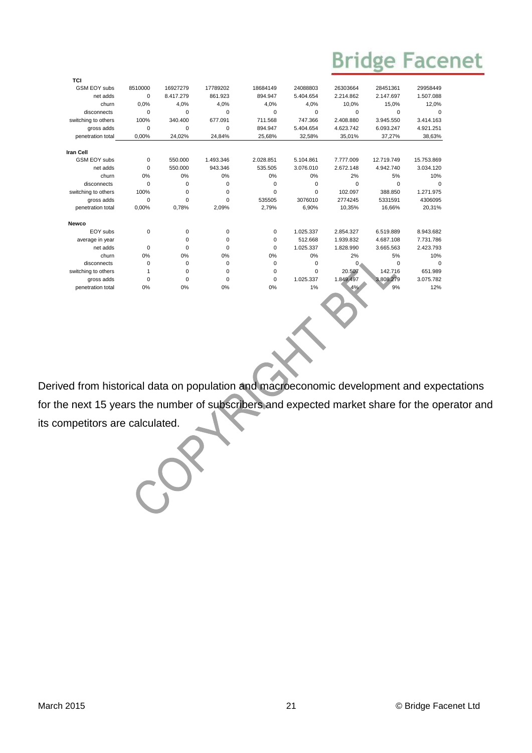| TCI | | | | | | | | |
|---|---|---|---|---|---|---|---|---|
| GSM EOY subs | 8510000 | 16927279 | 17789202 | 18684149 | 24088803 | 26303664 | 28451361 | 29958449 |
| net adds | 0 | 8.417.279 | 861.923 | 894.947 | 5.404.654 | 2.214.862 | 2.147.697 | 1.507.088 |
| churn | 0,0% | 4,0% | 4,0% | 4,0% | 4,0% | 10,0% | 15,0% | 12,0% |
| disconnects | 0 | 0 | 0 | 0 | 0 | 0 | 0 | 0 |
| switching to others | 100% | 340.400 | 677.091 | 711.568 | 747.366 | 2.408.880 | 3.945.550 | 3.414.163 |
| gross adds | 0 | 0 | 0 | 894.947 | 5.404.654 | 4.623.742 | 6.093.247 | 4.921.251 |
| penetration total | 0,00% | 24,02% | 24,84% | 25,68% | 32,58% | 35,01% | 37,27% | 38,63% |

| Iran Cell | | | | | | | | |
|---|---|---|---|---|---|---|---|---|
| GSM EOY subs | 0 | 550.000 | 1.493.346 | 2.028.851 | 5.104.861 | 7.777.009 | 12.719.749 | 15.753.869 |
| net adds | 0 | 550.000 | 943.346 | 535.505 | 3.076.010 | 2.672.148 | 4.942.740 | 3.034.120 |
| churn | 0% | 0% | 0% | 0% | 0% | 2% | 5% | 10% |
| disconnects | 0 | 0 | 0 | 0 | 0 | 0 | 0 | 0 |
| switching to others | 100% | 0 | 0 | 0 | 0 | 102.097 | 388.850 | 1.271.975 |
| gross adds | 0 | 0 | 0 | 535505 | 3076010 | 2774245 | 5331591 | 4306095 |
| penetration total | 0,00% | 0,78% | 2,09% | 2,79% | 6,90% | 10,35% | 16,66% | 20,31% |

| Newco | | | | | | | | |
|---|---|---|---|---|---|---|---|---|
| EOY subs | 0 | 0 | 0 | 0 | 1.025.337 | 2.854.327 | 6.519.889 | 8.943.682 |
| average in year | | 0 | 0 | 0 | 512.668 | 1.939.832 | 4.687.108 | 7.731.786 |
| net adds | 0 | 0 | 0 | 0 | 1.025.337 | 1.828.990 | 3.665.563 | 2.423.793 |
| churn | 0% | 0% | 0% | 0% | 0% | 2% | 5% | 10% |
| disconnects | 0 | 0 | 0 | 0 | 0 | 0 | 0 | 0 |
| switching to others | 1 | 0 | 0 | 0 | 0 | 20.507 | 142.716 | 651.989 |
| gross adds | 0 | 0 | 0 | 0 | 1.025.337 | 1.849.497 | 3.808.279 | 3.075.782 |
| penetration total | 0% | 0% | 0% | 0% | 1% | 4% | 9% | 12% |

Derived from historical data on population and macroeconomic development and expectations for the next 15 years the number of subscribers and expected market share for the operator and its competitors are calculated.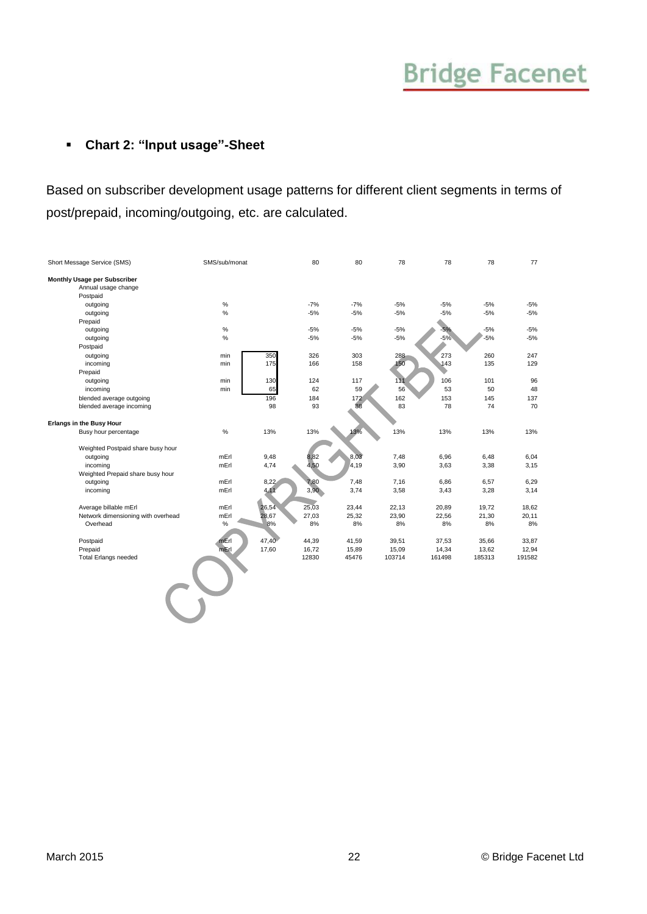- **Chart 2: "Input usage"-Sheet**

Based on subscriber development usage patterns for different client segments in terms of post/prepaid, incoming/outgoing, etc. are calculated.

| | | | | | | | | |
|---|---|---|---|---|---|---|---|---|
| Short Message Service (SMS) | SMS/sub/monat | | 80 | 80 | 78 | 78 | 78 | 77 |
| **Monthly Usage per Subscriber** | | | | | | | | |
| Annual usage change | | | | | | | | |
| Postpaid | | | | | | | | |
| outgoing | % | | -7% | -7% | -5% | -5% | -5% | -5% |
| outgoing | % | | -5% | -5% | -5% | -5% | -5% | -5% |
| Prepaid | | | | | | | | |
| outgoing | % | | -5% | -5% | -5% | -5% | -5% | -5% |
| outgoing | % | | -5% | -5% | -5% | -5% | -5% | -5% |
| Postpaid | | | | | | | | |
| outgoing | min | 350 | 326 | 303 | 288 | 273 | 260 | 247 |
| incoming | min | 175 | 166 | 158 | 150 | 143 | 135 | 129 |
| Prepaid | | | | | | | | |
| outgoing | min | 130 | 124 | 117 | 111 | 106 | 101 | 96 |
| incoming | min | 65 | 62 | 59 | 56 | 53 | 50 | 48 |
| blended average outgoing | | 196 | 184 | 172 | 162 | 153 | 145 | 137 |
| blended average incoming | | 98 | 93 | 88 | 83 | 78 | 74 | 70 |
| **Erlangs in the Busy Hour** | | | | | | | | |
| Busy hour percentage | % | 13% | 13% | 13% | 13% | 13% | 13% | 13% |
| Weighted Postpaid share busy hour | | | | | | | | |
| outgoing | mErl | 9,48 | 8,82 | 8,03 | 7,48 | 6,96 | 6,48 | 6,04 |
| incoming | mErl | 4,74 | 4,50 | 4,19 | 3,90 | 3,63 | 3,38 | 3,15 |
| Weighted Prepaid share busy hour | | | | | | | | |
| outgoing | mErl | 8,22 | 7,80 | 7,48 | 7,16 | 6,86 | 6,57 | 6,29 |
| incoming | mErl | 4,11 | 3,90 | 3,74 | 3,58 | 3,43 | 3,28 | 3,14 |
| Average billable mErl | mErl | 26,54 | 25,03 | 23,44 | 22,13 | 20,89 | 19,72 | 18,62 |
| Network dimensioning with overhead | mErl | 28,67 | 27,03 | 25,32 | 23,90 | 22,56 | 21,30 | 20,11 |
| Overhead | % | 8% | 8% | 8% | 8% | 8% | 8% | 8% |
| Postpaid | mErl | 47,40 | 44,39 | 41,59 | 39,51 | 37,53 | 35,66 | 33,87 |
| Prepaid | mErl | 17,60 | 16,72 | 15,89 | 15,09 | 14,34 | 13,62 | 12,94 |
| Total Erlangs needed | | | 12830 | 45476 | 103714 | 161498 | 185313 | 191582 |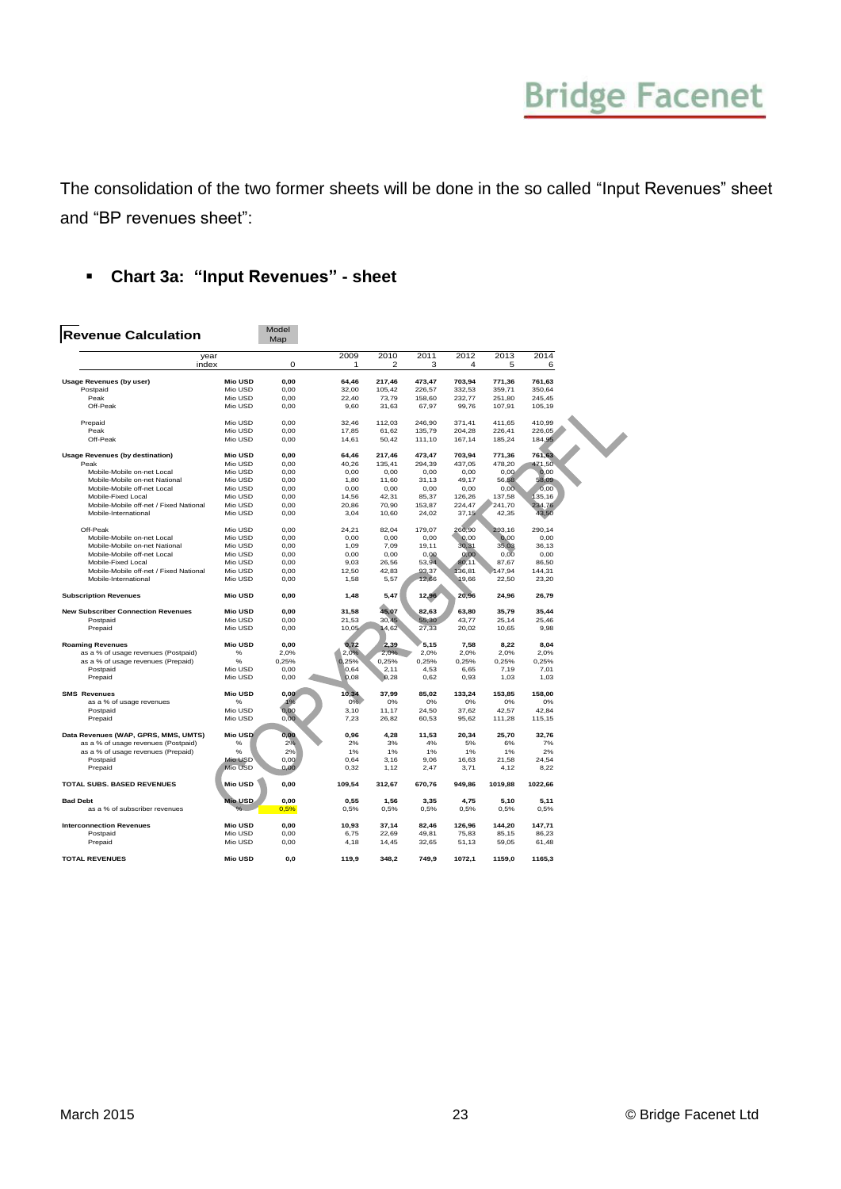The consolidation of the two former sheets will be done in the so called "Input Revenues" sheet and "BP revenues sheet":

- **Chart 3a: "Input Revenues" - sheet**

**Revenue Calculation** Model Map

| year / index | | 0 | 2009 (1) | 2010 (2) | 2011 (3) | 2012 (4) | 2013 (5) | 2014 (6) |
|---|---|---|---|---|---|---|---|---|
| **Usage Revenues (by user)** | **Mio USD** | **0,00** | **64,46** | **217,46** | **473,47** | **703,94** | **771,36** | **761,63** |
| Postpaid | Mio USD | 0,00 | 32,00 | 105,42 | 226,57 | 332,53 | 359,71 | 350,64 |
| Peak | Mio USD | 0,00 | 22,40 | 73,79 | 158,60 | 232,77 | 251,80 | 245,45 |
| Off-Peak | Mio USD | 0,00 | 9,60 | 31,63 | 67,97 | 99,76 | 107,91 | 105,19 |
| Prepaid | Mio USD | 0,00 | 32,46 | 112,03 | 246,90 | 371,41 | 411,65 | 410,99 |
| Peak | Mio USD | 0,00 | 17,85 | 61,62 | 135,79 | 204,28 | 226,41 | 226,05 |
| Off-Peak | Mio USD | 0,00 | 14,61 | 50,42 | 111,10 | 167,14 | 185,24 | 184,95 |
| **Usage Revenues (by destination)** | **Mio USD** | **0,00** | **64,46** | **217,46** | **473,47** | **703,94** | **771,36** | **761,63** |
| Peak | Mio USD | 0,00 | 40,26 | 135,41 | 294,39 | 437,05 | 478,20 | 471,50 |
| Mobile-Mobile on-net Local | Mio USD | 0,00 | 0,00 | 0,00 | 0,00 | 0,00 | 0,00 | 0,00 |
| Mobile-Mobile on-net National | Mio USD | 0,00 | 1,80 | 11,60 | 31,13 | 49,17 | 56,58 | 58,09 |
| Mobile-Mobile off-net Local | Mio USD | 0,00 | 0,00 | 0,00 | 0,00 | 0,00 | 0,00 | 0,00 |
| Mobile-Fixed Local | Mio USD | 0,00 | 14,56 | 42,31 | 85,37 | 126,26 | 137,58 | 135,16 |
| Mobile-Mobile off-net / Fixed National | Mio USD | 0,00 | 20,86 | 70,90 | 153,87 | 224,47 | 241,70 | 234,76 |
| Mobile-International | Mio USD | 0,00 | 3,04 | 10,60 | 24,02 | 37,15 | 42,35 | 43,50 |
| Off-Peak | Mio USD | 0,00 | 24,21 | 82,04 | 179,07 | 266,90 | 293,16 | 290,14 |
| Mobile-Mobile on-net Local | Mio USD | 0,00 | 0,00 | 0,00 | 0,00 | 0,00 | 0,00 | 0,00 |
| Mobile-Mobile on-net National | Mio USD | 0,00 | 1,09 | 7,09 | 19,11 | 30,31 | 35,03 | 36,13 |
| Mobile-Mobile off-net Local | Mio USD | 0,00 | 0,00 | 0,00 | 0,00 | 0,00 | 0,00 | 0,00 |
| Mobile-Fixed Local | Mio USD | 0,00 | 9,03 | 26,56 | 53,94 | 80,11 | 87,67 | 86,50 |
| Mobile-Mobile off-net / Fixed National | Mio USD | 0,00 | 12,50 | 42,83 | 93,37 | 136,81 | 147,94 | 144,31 |
| Mobile-International | Mio USD | 0,00 | 1,58 | 5,57 | 12,66 | 19,66 | 22,50 | 23,20 |
| **Subscription Revenues** | **Mio USD** | **0,00** | **1,48** | **5,47** | **12,96** | **20,96** | **24,96** | **26,79** |
| **New Subscriber Connection Revenues** | **Mio USD** | **0,00** | **31,58** | **45,07** | **82,63** | **63,80** | **35,79** | **35,44** |
| Postpaid | Mio USD | 0,00 | 21,53 | 30,45 | 55,30 | 43,77 | 25,14 | 25,46 |
| Prepaid | Mio USD | 0,00 | 10,05 | 14,62 | 27,33 | 20,02 | 10,65 | 9,98 |
| **Roaming Revenues** | **Mio USD** | **0,00** | **0,72** | **2,39** | **5,15** | **7,58** | **8,22** | **8,04** |
| as a % of usage revenues (Postpaid) | % | 2,0% | 2,0% | 2,0% | 2,0% | 2,0% | 2,0% | 2,0% |
| as a % of usage revenues (Prepaid) | % | 0,25% | 0,25% | 0,25% | 0,25% | 0,25% | 0,25% | 0,25% |
| Postpaid | Mio USD | 0,00 | 0,64 | 2,11 | 4,53 | 6,65 | 7,19 | 7,01 |
| Prepaid | Mio USD | 0,00 | 0,08 | 0,28 | 0,62 | 0,93 | 1,03 | 1,03 |
| **SMS Revenues** | **Mio USD** | **0,00** | **10,34** | **37,99** | **85,02** | **133,24** | **153,85** | **158,00** |
| as a % of usage revenues | % | 1% | 0% | 0% | 0% | 0% | 0% | 0% |
| Postpaid | Mio USD | 0,00 | 3,10 | 11,17 | 24,50 | 37,62 | 42,57 | 42,84 |
| Prepaid | Mio USD | 0,00 | 7,23 | 26,82 | 60,53 | 95,62 | 111,28 | 115,15 |
| **Data Revenues (WAP, GPRS, MMS, UMTS)** | **Mio USD** | **0,00** | **0,96** | **4,28** | **11,53** | **20,34** | **25,70** | **32,76** |
| as a % of usage revenues (Postpaid) | % | 2% | 2% | 3% | 4% | 5% | 6% | 7% |
| as a % of usage revenues (Prepaid) | % | 2% | 1% | 1% | 1% | 1% | 1% | 2% |
| Postpaid | Mio USD | 0,00 | 0,64 | 3,16 | 9,06 | 16,63 | 21,58 | 24,54 |
| Prepaid | Mio USD | 0,00 | 0,32 | 1,12 | 2,47 | 3,71 | 4,12 | 8,22 |
| **TOTAL SUBS. BASED REVENUES** | **Mio USD** | **0,00** | **109,54** | **312,67** | **670,76** | **949,86** | **1019,88** | **1022,66** |
| **Bad Debt** | **Mio USD** | **0,00** | **0,55** | **1,56** | **3,35** | **4,75** | **5,10** | **5,11** |
| as a % of subscriber revenues | % | 0,5% | 0,5% | 0,5% | 0,5% | 0,5% | 0,5% | 0,5% |
| **Interconnection Revenues** | **Mio USD** | **0,00** | **10,93** | **37,14** | **82,46** | **126,96** | **144,20** | **147,71** |
| Postpaid | Mio USD | 0,00 | 6,75 | 22,69 | 49,81 | 75,83 | 85,15 | 86,23 |
| Prepaid | Mio USD | 0,00 | 4,18 | 14,45 | 32,65 | 51,13 | 59,05 | 61,48 |
| **TOTAL REVENUES** | **Mio USD** | **0,0** | **119,9** | **348,2** | **749,9** | **1072,1** | **1159,0** | **1165,3** |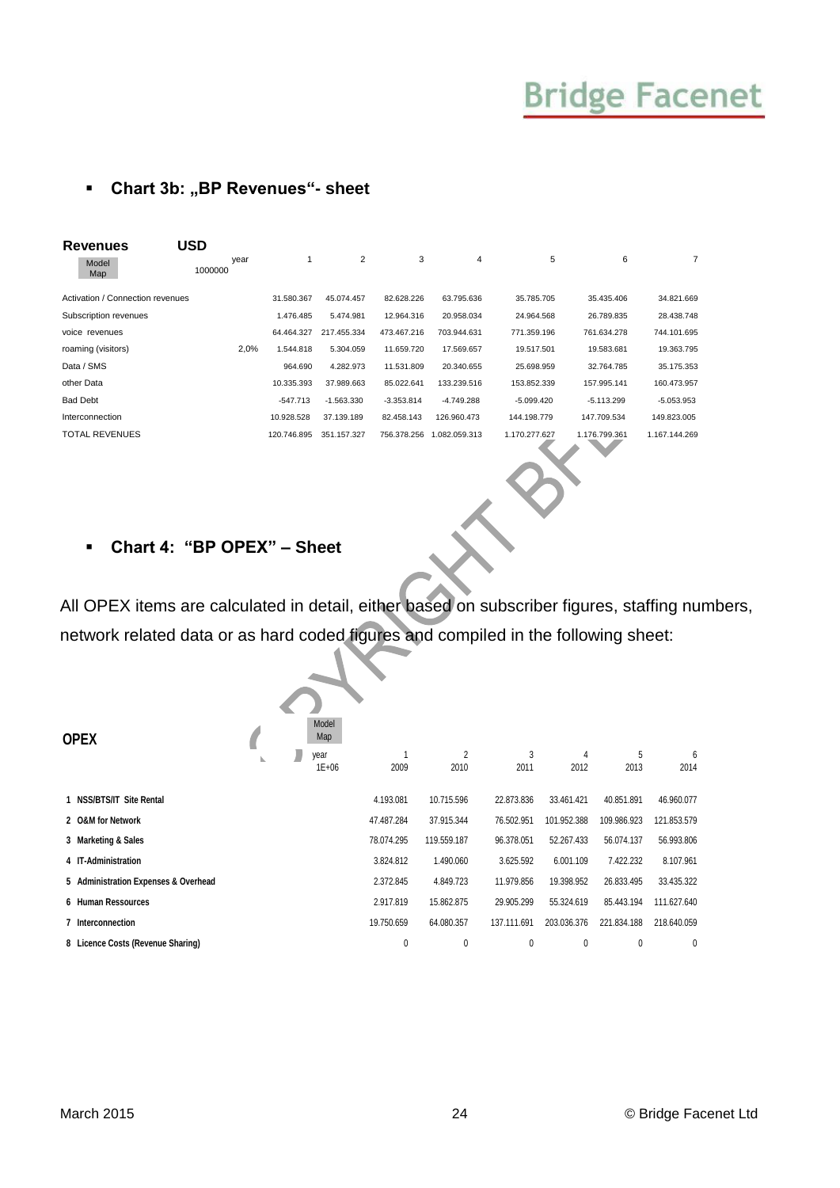- **Chart 3b: „BP Revenues“- sheet**

| Revenues USD | Model Map | year 1000000 | 1 | 2 | 3 | 4 | 5 | 6 | 7 |
|---|---|---|---|---|---|---|---|---|---|
| Activation / Connection revenues | | | 31.580.367 | 45.074.457 | 82.628.226 | 63.795.636 | 35.785.705 | 35.435.406 | 34.821.669 |
| Subscription revenues | | | 1.476.485 | 5.474.981 | 12.964.316 | 20.958.034 | 24.964.568 | 26.789.835 | 28.438.748 |
| voice revenues | | | 64.464.327 | 217.455.334 | 473.467.216 | 703.944.631 | 771.359.196 | 761.634.278 | 744.101.695 |
| roaming (visitors) | | 2,0% | 1.544.818 | 5.304.059 | 11.659.720 | 17.569.657 | 19.517.501 | 19.583.681 | 19.363.795 |
| Data / SMS | | | 964.690 | 4.282.973 | 11.531.809 | 20.340.655 | 25.698.959 | 32.764.785 | 35.175.353 |
| other Data | | | 10.335.393 | 37.989.663 | 85.022.641 | 133.239.516 | 153.852.339 | 157.995.141 | 160.473.957 |
| Bad Debt | | | -547.713 | -1.563.330 | -3.353.814 | -4.749.288 | -5.099.420 | -5.113.299 | -5.053.953 |
| Interconnection | | | 10.928.528 | 37.139.189 | 82.458.143 | 126.960.473 | 144.198.779 | 147.709.534 | 149.823.005 |
| TOTAL REVENUES | | | 120.746.895 | 351.157.327 | 756.378.256 | 1.082.059.313 | 1.170.277.627 | 1.176.799.361 | 1.167.144.269 |

- **Chart 4: "BP OPEX" – Sheet**

All OPEX items are calculated in detail, either based on subscriber figures, staffing numbers, network related data or as hard coded figures and compiled in the following sheet:

| OPEX | Model Map year 1E+06 | 1 2009 | 2 2010 | 3 2011 | 4 2012 | 5 2013 | 6 2014 |
|---|---|---|---|---|---|---|---|
| 1 NSS/BTS/IT Site Rental | | 4.193.081 | 10.715.596 | 22.873.836 | 33.461.421 | 40.851.891 | 46.960.077 |
| 2 O&M for Network | | 47.487.284 | 37.915.344 | 76.502.951 | 101.952.388 | 109.986.923 | 121.853.579 |
| 3 Marketing & Sales | | 78.074.295 | 119.559.187 | 96.378.051 | 52.267.433 | 56.074.137 | 56.993.806 |
| 4 IT-Administration | | 3.824.812 | 1.490.060 | 3.625.592 | 6.001.109 | 7.422.232 | 8.107.961 |
| 5 Administration Expenses & Overhead | | 2.372.845 | 4.849.723 | 11.979.856 | 19.398.952 | 26.833.495 | 33.435.322 |
| 6 Human Ressources | | 2.917.819 | 15.862.875 | 29.905.299 | 55.324.619 | 85.443.194 | 111.627.640 |
| 7 Interconnection | | 19.750.659 | 64.080.357 | 137.111.691 | 203.036.376 | 221.834.188 | 218.640.059 |
| 8 Licence Costs (Revenue Sharing) | | 0 | 0 | 0 | 0 | 0 | 0 |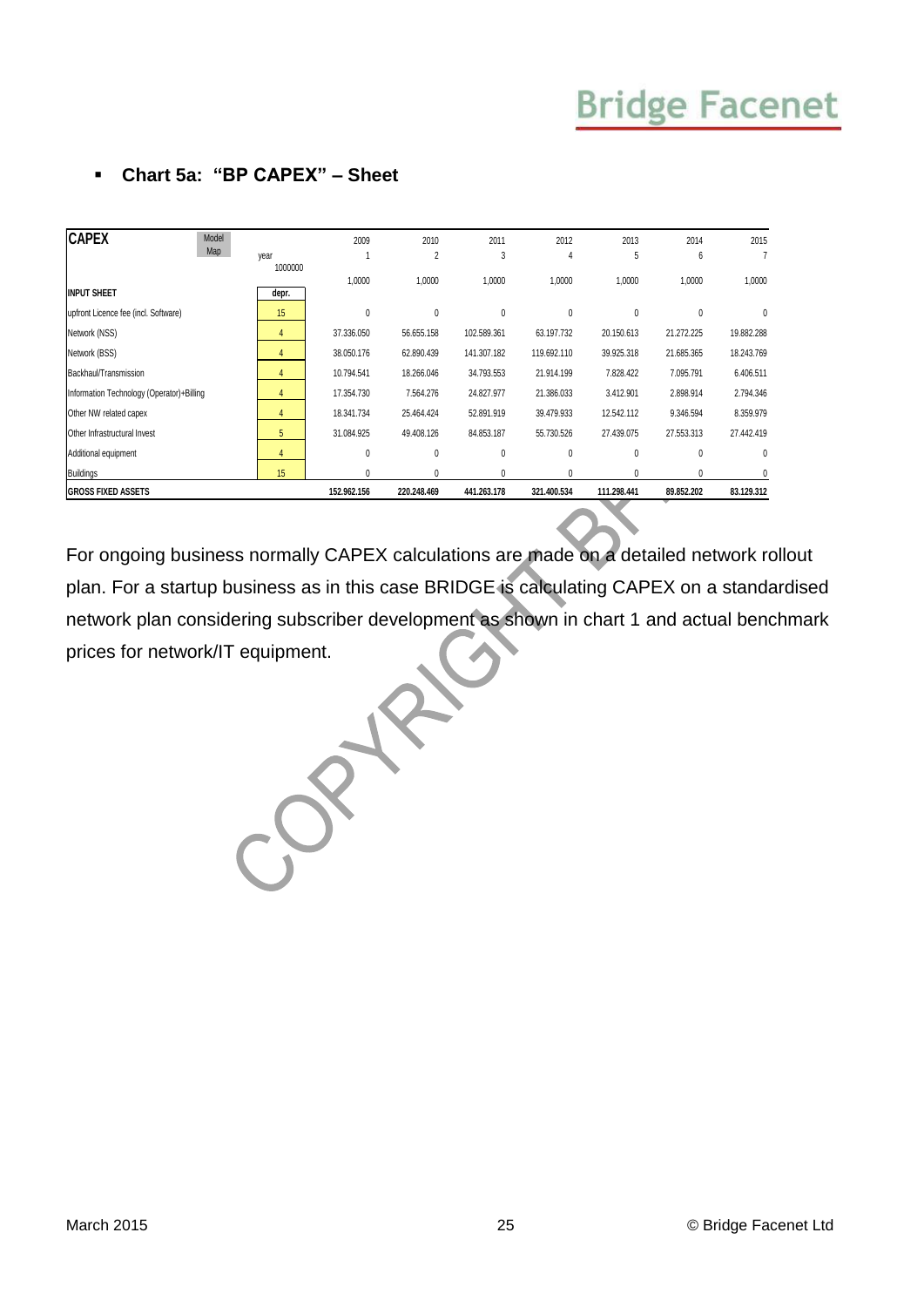- **Chart 5a: "BP CAPEX" – Sheet**

| CAPEX | Model Map | year | 2009 | 2010 | 2011 | 2012 | 2013 | 2014 | 2015 |
|---|---|---|---|---|---|---|---|---|---|
| | | | 1 | 2 | 3 | 4 | 5 | 6 | 7 |
| | | 1000000 | 1,0000 | 1,0000 | 1,0000 | 1,0000 | 1,0000 | 1,0000 | 1,0000 |
| **INPUT SHEET** | | **depr.** | | | | | | | |
| upfront Licence fee (incl. Software) | | 15 | 0 | 0 | 0 | 0 | 0 | 0 | 0 |
| Network (NSS) | | 4 | 37.336.050 | 56.655.158 | 102.589.361 | 63.197.732 | 20.150.613 | 21.272.225 | 19.882.288 |
| Network (BSS) | | 4 | 38.050.176 | 62.890.439 | 141.307.182 | 119.692.110 | 39.925.318 | 21.685.365 | 18.243.769 |
| Backhaul/Transmission | | 4 | 10.794.541 | 18.266.046 | 34.793.553 | 21.914.199 | 7.828.422 | 7.095.791 | 6.406.511 |
| Information Technology (Operator)+Billing | | 4 | 17.354.730 | 7.564.276 | 24.827.977 | 21.386.033 | 3.412.901 | 2.898.914 | 2.794.346 |
| Other NW related capex | | 4 | 18.341.734 | 25.464.424 | 52.891.919 | 39.479.933 | 12.542.112 | 9.346.594 | 8.359.979 |
| Other Infrastructural Invest | | 5 | 31.084.925 | 49.408.126 | 84.853.187 | 55.730.526 | 27.439.075 | 27.553.313 | 27.442.419 |
| Additional equipment | | 4 | 0 | 0 | 0 | 0 | 0 | 0 | 0 |
| Buildings | | 15 | 0 | 0 | 0 | 0 | 0 | 0 | 0 |
| **GROSS FIXED ASSETS** | | | **152.962.156** | **220.248.469** | **441.263.178** | **321.400.534** | **111.298.441** | **89.852.202** | **83.129.312** |

For ongoing business normally CAPEX calculations are made on a detailed network rollout plan. For a startup business as in this case BRIDGE is calculating CAPEX on a standardised network plan considering subscriber development as shown in chart 1 and actual benchmark prices for network/IT equipment.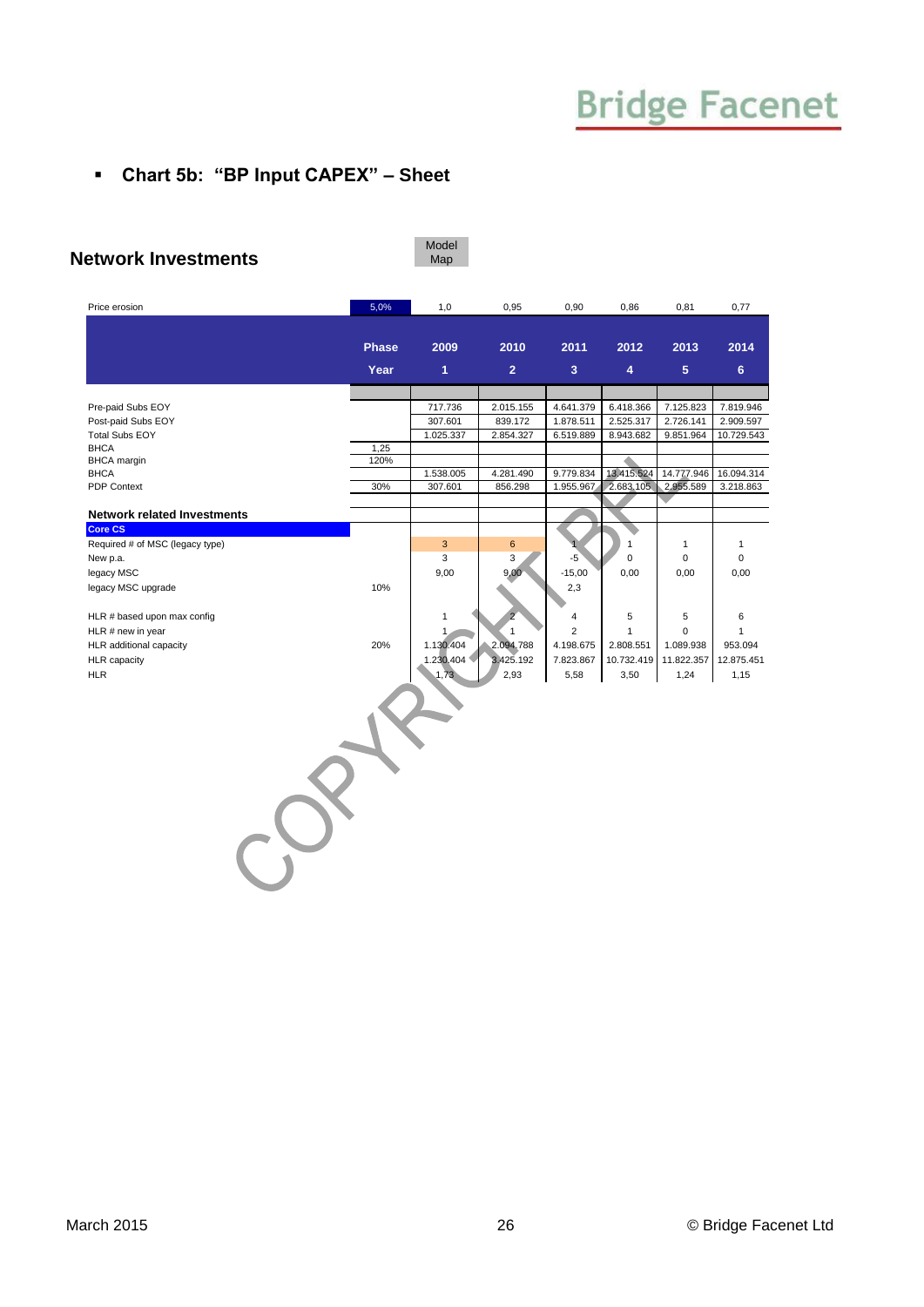## ▪ Chart 5b: "BP Input CAPEX" – Sheet

### Network Investments

Model Map

| Price erosion | 5,0% | 1,0 | 0,95 | 0,90 | 0,86 | 0,81 | 0,77 |
|---|---|---|---|---|---|---|---|
| | **Phase** | **2009** | **2010** | **2011** | **2012** | **2013** | **2014** |
| | **Year** | **1** | **2** | **3** | **4** | **5** | **6** |
| Pre-paid Subs EOY | | 717.736 | 2.015.155 | 4.641.379 | 6.418.366 | 7.125.823 | 7.819.946 |
| Post-paid Subs EOY | | 307.601 | 839.172 | 1.878.511 | 2.525.317 | 2.726.141 | 2.909.597 |
| Total Subs EOY | | 1.025.337 | 2.854.327 | 6.519.889 | 8.943.682 | 9.851.964 | 10.729.543 |
| BHCA | 1,25 | | | | | | |
| BHCA margin | 120% | | | | | | |
| BHCA | | 1.538.005 | 4.281.490 | 9.779.834 | 13.415.524 | 14.777.946 | 16.094.314 |
| PDP Context | 30% | 307.601 | 856.298 | 1.955.967 | 2.683.105 | 2.955.589 | 3.218.863 |
| **Network related Investments** | | | | | | | |
| **Core CS** | | | | | | | |
| Required # of MSC (legacy type) | | 3 | 6 | 1 | 1 | 1 | 1 |
| New p.a. | | 3 | 3 | -5 | 0 | 0 | 0 |
| legacy MSC | | 9,00 | 9,00 | -15,00 | 0,00 | 0,00 | 0,00 |
| legacy MSC upgrade | 10% | | | 2,3 | | | |
| HLR # based upon max config | | 1 | 2 | 4 | 5 | 5 | 6 |
| HLR # new in year | | 1 | 1 | 2 | 1 | 0 | 1 |
| HLR additional capacity | 20% | 1.130.404 | 2.094.788 | 4.198.675 | 2.808.551 | 1.089.938 | 953.094 |
| HLR capacity | | 1.230.404 | 3.425.192 | 7.823.867 | 10.732.419 | 11.822.357 | 12.875.451 |
| HLR | | 1,73 | 2,93 | 5,58 | 3,50 | 1,24 | 1,15 |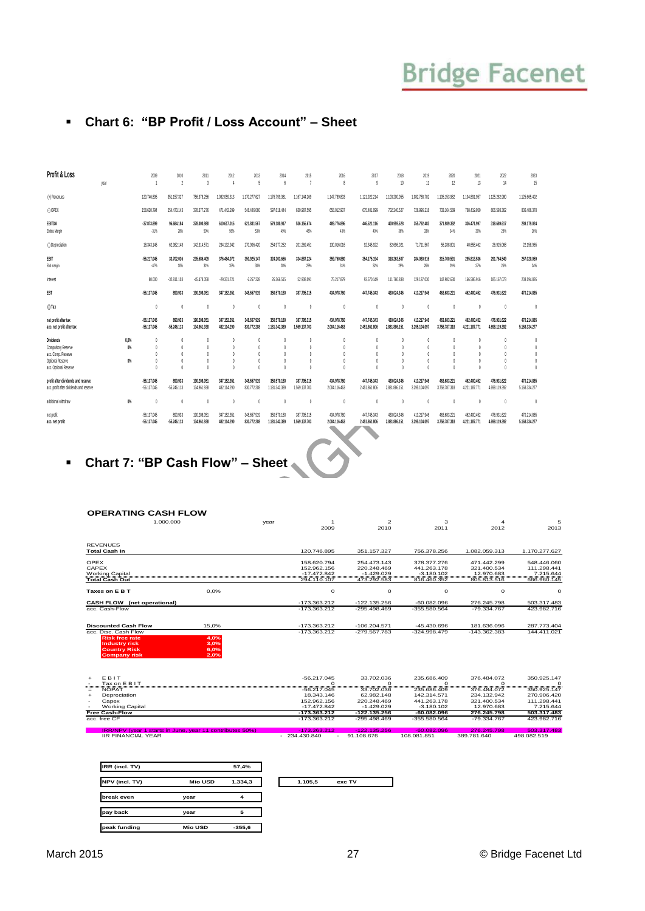- **Chart 6: "BP Profit / Loss Account" – Sheet**

| Profit & Loss | | 2009 | 2010 | 2011 | 2012 | 2013 | 2014 | 2015 | 2016 | 2017 | 2018 | 2019 | 2020 | 2021 | 2022 | 2023 |
|---|---|---|---|---|---|---|---|---|---|---|---|---|---|---|---|---|
| | year | 1 | 2 | 3 | 4 | 5 | 6 | 7 | 8 | 9 | 10 | 11 | 12 | 13 | 14 | 15 |
| (+) Revenues | | 120.746.895 | 351.157.327 | 756.378.256 | 1.082.059.313 | 1.170.277.627 | 1.176.798.361 | 1.167.144.269 | 1.147.789.803 | 1.121.922.214 | 1.103.280.055 | 1.082.788.702 | 1.105.153.882 | 1.104.891.957 | 1.125.282.980 | 1.125.665.402 |
| (-) OPEX | | 158.620.794 | 254.473.143 | 378.377.276 | 471.442.299 | 548.446.060 | 597.618.444 | 630.987.595 | 658.012.907 | 675.401.099 | 702.240.527 | 726.996.218 | 733.164.569 | 768.419.959 | 806.593.362 | 836.486.378 |
| EBITDA | | -37.873.899 | 96.684.184 | 378.000.980 | 610.617.015 | 621.831.567 | 579.180.917 | 536.156.674 | 489.776.896 | 446.521.116 | 400.959.528 | 355.792.483 | 371.989.392 | 336.471.997 | 318.689.617 | 289.179.024 |
| Ebitda Margin | | -31% | 28% | 50% | 56% | 53% | 49% | 46% | 43% | 40% | 36% | 33% | 34% | 30% | 28% | 26% |
| (-) Depreciation | | 18.343.146 | 62.982.148 | 142.314.571 | 234.132.942 | 270.906.420 | 254.977.252 | 201.269.451 | 130.016.016 | 92.345.922 | 82.696.021 | 71.711.567 | 56.288.801 | 40.658.462 | 26.925.068 | 22.158.965 |
| EBIT | | -56.217.045 | 33.702.036 | 235.686.409 | 376.484.072 | 350.925.147 | 324.203.666 | 334.887.224 | 359.760.880 | 354.175.194 | 318.263.507 | 284.080.916 | 315.700.591 | 295.813.536 | 291.764.549 | 267.020.059 |
| Ebit margin | | -47% | 10% | 31% | 35% | 30% | 28% | 29% | 31% | 32% | 29% | 26% | 29% | 27% | 26% | 24% |
| Interest | | 80.000 | -32.811.103 | -45.478.358 | -29.331.721 | -2.267.228 | 26.366.515 | 52.908.091 | 75.217.879 | 93.570.149 | 111.760.838 | 129.137.030 | 147.862.630 | 166.586.916 | 185.167.073 | 203.194.826 |
| EBT | | -56.137.045 | 890.933 | 190.208.051 | 347.152.351 | 348.657.919 | 350.570.180 | 387.795.315 | 434.978.760 | 447.745.343 | 430.024.346 | 413.217.946 | 463.663.221 | 462.400.452 | 476.931.622 | 470.214.885 |
| (-) Tax | | 0 | 0 | 0 | 0 | 0 | 0 | 0 | 0 | 0 | 0 | 0 | 0 | 0 | 0 | 0 |
| net profit after tax | | -56.137.045 | 890.933 | 190.208.051 | 347.152.351 | 348.657.919 | 350.570.180 | 387.795.315 | 434.978.760 | 447.745.343 | 430.024.346 | 413.217.946 | 463.663.221 | 462.400.452 | 476.931.622 | 470.214.885 |
| acc. net profit after tax | | -56.137.045 | -55.246.113 | 134.961.938 | 482.114.290 | 830.772.208 | 1.181.342.389 | 1.569.137.703 | 2.004.116.463 | 2.451.861.806 | 2.881.886.151 | 3.295.104.097 | 3.758.767.318 | 4.221.167.771 | 4.698.119.392 | 5.168.334.277 |
| Dividends | 0,0% | 0 | 0 | 0 | 0 | 0 | 0 | 0 | 0 | 0 | 0 | 0 | 0 | 0 | 0 | 0 |
| Compulsory Reserve | 0% | 0 | 0 | 0 | 0 | 0 | 0 | 0 | 0 | 0 | 0 | 0 | 0 | 0 | 0 | 0 |
| acc. Comp. Reserve | | 0 | 0 | 0 | 0 | 0 | 0 | 0 | 0 | 0 | 0 | 0 | 0 | 0 | 0 | 0 |
| Optional Reserve | 0% | 0 | 0 | 0 | 0 | 0 | 0 | 0 | 0 | 0 | 0 | 0 | 0 | 0 | 0 | 0 |
| acc. Optional Reserve | | 0 | 0 | 0 | 0 | 0 | 0 | 0 | 0 | 0 | 0 | 0 | 0 | 0 | 0 | 0 |
| profit after dividends and reserve | | -56.137.045 | 890.933 | 190.208.051 | 347.152.351 | 348.657.919 | 350.570.180 | 387.795.315 | 434.978.760 | 447.745.343 | 430.024.346 | 413.217.946 | 463.663.221 | 462.400.452 | 476.931.622 | 470.214.885 |
| acc. profit after dividends and reserve | | -56.137.045 | -55.246.113 | 134.961.938 | 482.114.290 | 830.772.208 | 1.181.342.389 | 1.569.137.703 | 2.004.116.463 | 2.451.861.806 | 2.881.886.151 | 3.295.104.097 | 3.758.767.318 | 4.221.167.771 | 4.698.119.392 | 5.168.334.277 |
| additional withdraw | 0% | 0 | 0 | 0 | 0 | 0 | 0 | 0 | 0 | 0 | 0 | 0 | 0 | 0 | 0 | 0 |
| net profit | | -56.137.045 | 890.933 | 190.208.051 | 347.152.351 | 348.657.919 | 350.570.180 | 387.795.315 | 434.978.760 | 447.745.343 | 430.024.346 | 413.217.946 | 463.663.221 | 462.400.452 | 476.931.622 | 470.214.885 |
| acc. net profit | | -56.137.045 | -55.246.113 | 134.961.938 | 482.114.290 | 830.772.208 | 1.181.342.389 | 1.569.137.703 | 2.004.116.463 | 2.451.861.806 | 2.881.886.151 | 3.295.104.097 | 3.758.767.318 | 4.221.167.771 | 4.698.119.392 | 5.168.334.277 |

- **Chart 7: "BP Cash Flow" – Sheet**

| OPERATING CASH FLOW | | | | | | | |
|---|---|---|---|---|---|---|---|
| | 1.000.000 | year | 1 | 2 | 3 | 4 | 5 |
| | | | 2009 | 2010 | 2011 | 2012 | 2013 |
| REVENUES | | | | | | | |
| Total Cash In | | | 120.746.895 | 351.157.327 | 756.378.256 | 1.082.059.313 | 1.170.277.627 |
| OPEX | | | 158.620.794 | 254.473.143 | 378.377.276 | 471.442.299 | 548.446.060 |
| CAPEX | | | 152.962.156 | 220.248.469 | 441.263.178 | 321.400.534 | 111.298.441 |
| Working Capital | | | -17.472.842 | -1.429.029 | -3.180.102 | 12.970.683 | 7.215.644 |
| Total Cash Out | | | 294.110.107 | 473.292.583 | 816.460.352 | 805.813.516 | 666.960.145 |
| Taxes on E B T | 0,0% | | 0 | 0 | 0 | 0 | 0 |
| CASH FLOW (net operational) | | | -173.363.212 | -122.135.256 | -60.082.096 | 276.245.798 | 503.317.483 |
| acc. Cash-Flow | | | -173.363.212 | -295.498.469 | -355.580.564 | -79.334.767 | 423.982.716 |
| Discounted Cash Flow | 15,0% | | -173.363.212 | -106.204.571 | -45.430.696 | 181.636.096 | 287.773.404 |
| acc. Disc. Cash Flow | | | -173.363.212 | -279.567.783 | -324.998.479 | -143.362.383 | 144.411.021 |
| Risk free rate | 4,0% | | | | | | |
| Industry risk | 3,0% | | | | | | |
| Country Risk | 6,0% | | | | | | |
| Company risk | 2,0% | | | | | | |
| + E B I T | | | -56.217.045 | 33.702.036 | 235.686.409 | 376.484.072 | 350.925.147 |
| - Tax on E B I T | | | 0 | 0 | 0 | 0 | 0 |
| = NOPAT | | | -56.217.045 | 33.702.036 | 235.686.409 | 376.484.072 | 350.925.147 |
| + Depreciation | | | 18.343.146 | 62.982.148 | 142.314.571 | 234.132.942 | 270.906.420 |
| - Capex | | | 152.962.156 | 220.248.469 | 441.263.178 | 321.400.534 | 111.298.441 |
| - Working Capital | | | -17.472.842 | -1.429.029 | -3.180.102 | 12.970.683 | 7.215.644 |
| Free Cash-Flow | | | -173.363.212 | -122.135.256 | -60.082.096 | 276.245.798 | 503.317.483 |
| acc. free CF | | | -173.363.212 | -295.498.469 | -355.580.564 | -79.334.767 | 423.982.716 |
| IRR/NPV (year 1 starts in June, year 11 contributes 50%) | | | -173.363.212 | -122.135.256 | -60.082.096 | 276.245.798 | 503.317.483 |
| IIR FINANCIAL YEAR | | | - 234.430.840 | - 91.108.676 | 108.081.851 | 389.781.640 | 498.082.519 |

| | | |
|---|---|---|
| IRR (incl. TV) | | 57,4% |
| NPV (incl. TV) | Mio USD | 1.334,3 |
| break even | year | 4 |
| pay back | year | 5 |
| peak funding | Mio USD | -355,6 |

| | |
|---|---|
| 1.105,5 | exc TV |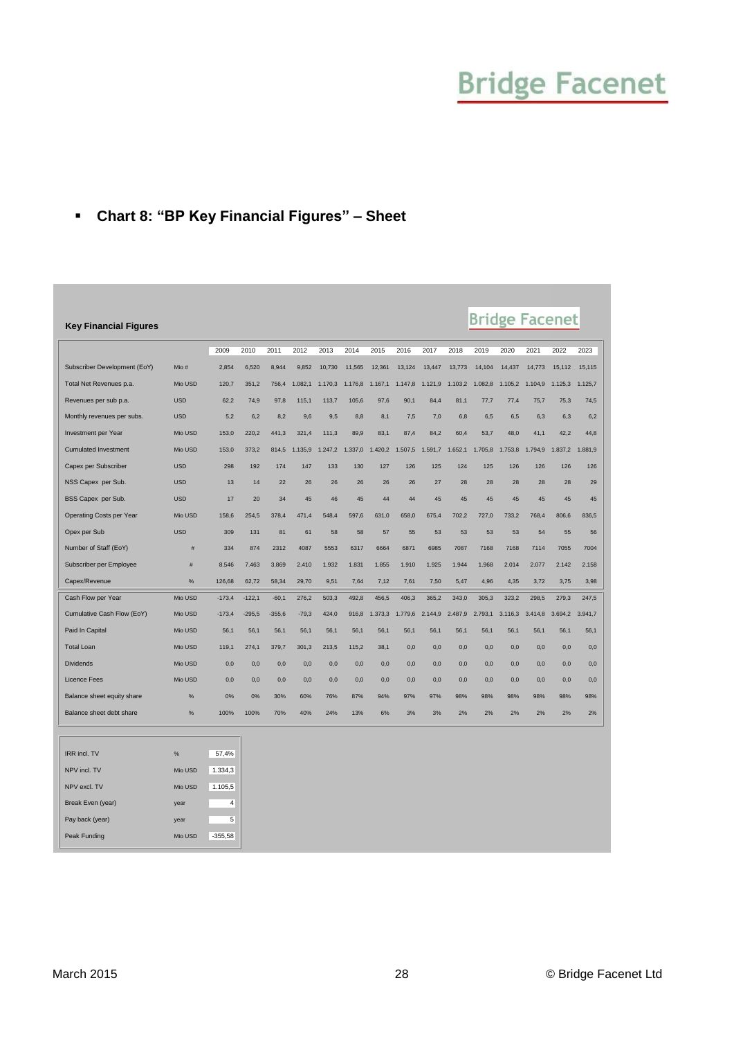- **Chart 8: "BP Key Financial Figures" – Sheet**

**Key Financial Figures**

Bridge Facenet

| | | 2009 | 2010 | 2011 | 2012 | 2013 | 2014 | 2015 | 2016 | 2017 | 2018 | 2019 | 2020 | 2021 | 2022 | 2023 |
|---|---|---|---|---|---|---|---|---|---|---|---|---|---|---|---|---|
| Subscriber Development (EoY) | Mio # | 2,854 | 6,520 | 8,944 | 9,852 | 10,730 | 11,565 | 12,361 | 13,124 | 13,447 | 13,773 | 14,104 | 14,437 | 14,773 | 15,112 | 15,115 |
| Total Net Revenues p.a. | Mio USD | 120,7 | 351,2 | 756,4 | 1.082,1 | 1.170,3 | 1.176,8 | 1.167,1 | 1.147,8 | 1.121,9 | 1.103,2 | 1.082,8 | 1.105,2 | 1.104,9 | 1.125,3 | 1.125,7 |
| Revenues per sub p.a. | USD | 62,2 | 74,9 | 97,8 | 115,1 | 113,7 | 105,6 | 97,6 | 90,1 | 84,4 | 81,1 | 77,7 | 77,4 | 75,7 | 75,3 | 74,5 |
| Monthly revenues per subs. | USD | 5,2 | 6,2 | 8,2 | 9,6 | 9,5 | 8,8 | 8,1 | 7,5 | 7,0 | 6,8 | 6,5 | 6,5 | 6,3 | 6,3 | 6,2 |
| Investment per Year | Mio USD | 153,0 | 220,2 | 441,3 | 321,4 | 111,3 | 89,9 | 83,1 | 87,4 | 84,2 | 60,4 | 53,7 | 48,0 | 41,1 | 42,2 | 44,8 |
| Cumulated Investment | Mio USD | 153,0 | 373,2 | 814,5 | 1.135,9 | 1.247,2 | 1.337,0 | 1.420,2 | 1.507,5 | 1.591,7 | 1.652,1 | 1.705,8 | 1.753,8 | 1.794,9 | 1.837,2 | 1.881,9 |
| Capex per Subscriber | USD | 298 | 192 | 174 | 147 | 133 | 130 | 127 | 126 | 125 | 124 | 125 | 126 | 126 | 126 | 126 |
| NSS Capex per Sub. | USD | 13 | 14 | 22 | 26 | 26 | 26 | 26 | 26 | 27 | 28 | 28 | 28 | 28 | 28 | 29 |
| BSS Capex per Sub. | USD | 17 | 20 | 34 | 45 | 46 | 45 | 44 | 44 | 45 | 45 | 45 | 45 | 45 | 45 | 45 |
| Operating Costs per Year | Mio USD | 158,6 | 254,5 | 378,4 | 471,4 | 548,4 | 597,6 | 631,0 | 658,0 | 675,4 | 702,2 | 727,0 | 733,2 | 768,4 | 806,6 | 836,5 |
| Opex per Sub | USD | 309 | 131 | 81 | 61 | 58 | 58 | 57 | 55 | 53 | 53 | 53 | 53 | 54 | 55 | 56 |
| Number of Staff (EoY) | # | 334 | 874 | 2312 | 4087 | 5553 | 6317 | 6664 | 6871 | 6985 | 7087 | 7168 | 7168 | 7114 | 7055 | 7004 |
| Subscriber per Employee | # | 8.546 | 7.463 | 3.869 | 2.410 | 1.932 | 1.831 | 1.855 | 1.910 | 1.925 | 1.944 | 1.968 | 2.014 | 2.077 | 2.142 | 2.158 |
| Capex/Revenue | % | 126,68 | 62,72 | 58,34 | 29,70 | 9,51 | 7,64 | 7,12 | 7,61 | 7,50 | 5,47 | 4,96 | 4,35 | 3,72 | 3,75 | 3,98 |
| Cash Flow per Year | Mio USD | -173,4 | -122,1 | -60,1 | 276,2 | 503,3 | 492,8 | 456,5 | 406,3 | 365,2 | 343,0 | 305,3 | 323,2 | 298,5 | 279,3 | 247,5 |
| Cumulative Cash Flow (EoY) | Mio USD | -173,4 | -295,5 | -355,6 | -79,3 | 424,0 | 916,8 | 1.373,3 | 1.779,6 | 2.144,9 | 2.487,9 | 2.793,1 | 3.116,3 | 3.414,8 | 3.694,2 | 3.941,7 |
| Paid In Capital | Mio USD | 56,1 | 56,1 | 56,1 | 56,1 | 56,1 | 56,1 | 56,1 | 56,1 | 56,1 | 56,1 | 56,1 | 56,1 | 56,1 | 56,1 | 56,1 |
| Total Loan | Mio USD | 119,1 | 274,1 | 379,7 | 301,3 | 213,5 | 115,2 | 38,1 | 0,0 | 0,0 | 0,0 | 0,0 | 0,0 | 0,0 | 0,0 | 0,0 |
| Dividends | Mio USD | 0,0 | 0,0 | 0,0 | 0,0 | 0,0 | 0,0 | 0,0 | 0,0 | 0,0 | 0,0 | 0,0 | 0,0 | 0,0 | 0,0 | 0,0 |
| Licence Fees | Mio USD | 0,0 | 0,0 | 0,0 | 0,0 | 0,0 | 0,0 | 0,0 | 0,0 | 0,0 | 0,0 | 0,0 | 0,0 | 0,0 | 0,0 | 0,0 |
| Balance sheet equity share | % | 0% | 0% | 30% | 60% | 76% | 87% | 94% | 97% | 97% | 98% | 98% | 98% | 98% | 98% | 98% |
| Balance sheet debt share | % | 100% | 100% | 70% | 40% | 24% | 13% | 6% | 3% | 3% | 2% | 2% | 2% | 2% | 2% | 2% |

| | | |
|---|---|---|
| IRR incl. TV | % | 57,4% |
| NPV incl. TV | Mio USD | 1.334,3 |
| NPV excl. TV | Mio USD | 1.105,5 |
| Break Even (year) | year | 4 |
| Pay back (year) | year | 5 |
| Peak Funding | Mio USD | -355,58 |

March 2015 © Bridge Facenet Ltd